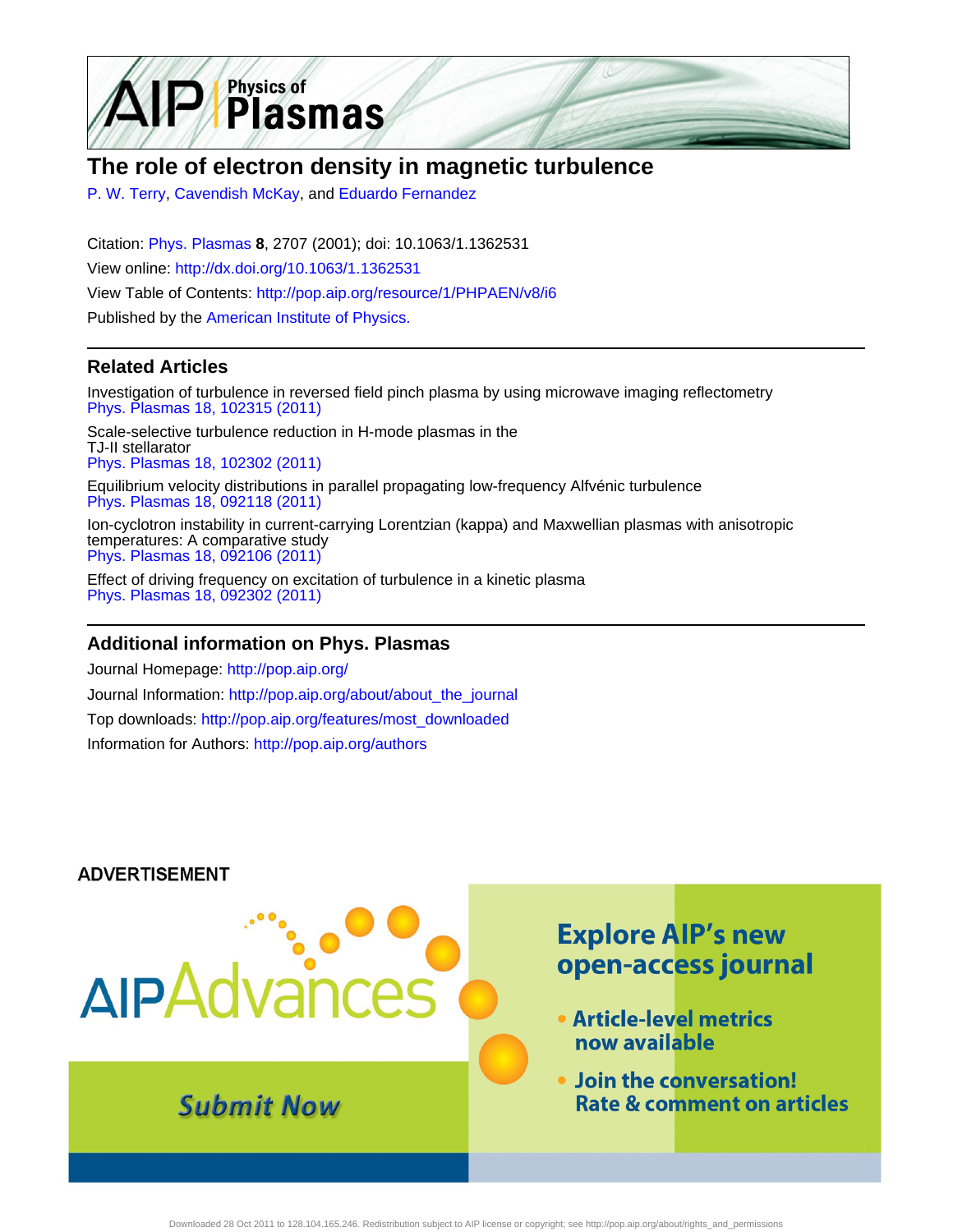# The role of electron density in magnetic turbulence

P. W. Terry, Cavendish McKay, and Eduardo Fernandez

Citation: Phys. Plasmas **8**, 2707 (2001); doi: 10.1063/1.1362531

View online: http://dx.doi.org/10.1063/1.1362531

View Table of Contents: http://pop.aip.org/resource/1/PHPAEN/v8/i6

Published by the American Institute of Physics.

## Related Articles

Investigation of turbulence in reversed field pinch plasma by using microwave imaging reflectometry
Phys. Plasmas 18, 102315 (2011)

Scale-selective turbulence reduction in H-mode plasmas in the TJ-II stellarator
Phys. Plasmas 18, 102302 (2011)

Equilibrium velocity distributions in parallel propagating low-frequency Alfvénic turbulence
Phys. Plasmas 18, 092118 (2011)

Ion-cyclotron instability in current-carrying Lorentzian (kappa) and Maxwellian plasmas with anisotropic temperatures: A comparative study
Phys. Plasmas 18, 092106 (2011)

Effect of driving frequency on excitation of turbulence in a kinetic plasma
Phys. Plasmas 18, 092302 (2011)

## Additional information on Phys. Plasmas

Journal Homepage: http://pop.aip.org/

Journal Information: http://pop.aip.org/about/about_the_journal

Top downloads: http://pop.aip.org/features/most_downloaded

Information for Authors: http://pop.aip.org/authors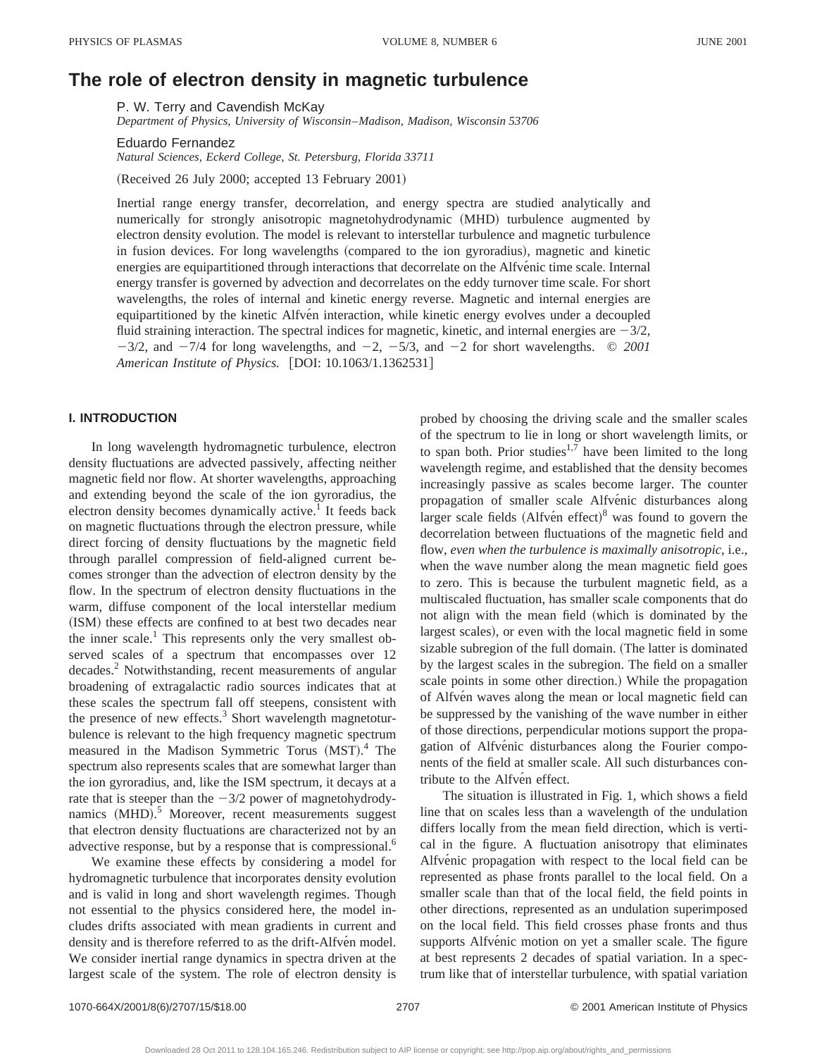# The role of electron density in magnetic turbulence

P. W. Terry and Cavendish McKay
*Department of Physics, University of Wisconsin–Madison, Madison, Wisconsin 53706*

Eduardo Fernandez
*Natural Sciences, Eckerd College, St. Petersburg, Florida 33711*

(Received 26 July 2000; accepted 13 February 2001)

Inertial range energy transfer, decorrelation, and energy spectra are studied analytically and numerically for strongly anisotropic magnetohydrodynamic (MHD) turbulence augmented by electron density evolution. The model is relevant to interstellar turbulence and magnetic turbulence in fusion devices. For long wavelengths (compared to the ion gyroradius), magnetic and kinetic energies are equipartitioned through interactions that decorrelate on the Alfvénic time scale. Internal energy transfer is governed by advection and decorrelates on the eddy turnover time scale. For short wavelengths, the roles of internal and kinetic energy reverse. Magnetic and internal energies are equipartitioned by the kinetic Alfvén interaction, while kinetic energy evolves under a decoupled fluid straining interaction. The spectral indices for magnetic, kinetic, and internal energies are $-3/2$, $-3/2$, and $-7/4$ for long wavelengths, and $-2$, $-5/3$, and $-2$ for short wavelengths. © *2001 American Institute of Physics.* [DOI: 10.1063/1.1362531]

## I. INTRODUCTION

In long wavelength hydromagnetic turbulence, electron density fluctuations are advected passively, affecting neither magnetic field nor flow. At shorter wavelengths, approaching and extending beyond the scale of the ion gyroradius, the electron density becomes dynamically active.[1] It feeds back on magnetic fluctuations through the electron pressure, while direct forcing of density fluctuations by the magnetic field through parallel compression of field-aligned current becomes stronger than the advection of electron density by the flow. In the spectrum of electron density fluctuations in the warm, diffuse component of the local interstellar medium (ISM) these effects are confined to at best two decades near the inner scale.[1] This represents only the very smallest observed scales of a spectrum that encompasses over 12 decades.[2] Notwithstanding, recent measurements of angular broadening of extragalactic radio sources indicates that at these scales the spectrum fall off steepens, consistent with the presence of new effects.[3] Short wavelength magnetoturbulence is relevant to the high frequency magnetic spectrum measured in the Madison Symmetric Torus (MST).[4] The spectrum also represents scales that are somewhat larger than the ion gyroradius, and, like the ISM spectrum, it decays at a rate that is steeper than the $-3/2$ power of magnetohydrodynamics (MHD).[5] Moreover, recent measurements suggest that electron density fluctuations are characterized not by an advective response, but by a response that is compressional.[6]

We examine these effects by considering a model for hydromagnetic turbulence that incorporates density evolution and is valid in long and short wavelength regimes. Though not essential to the physics considered here, the model includes drifts associated with mean gradients in current and density and is therefore referred to as the drift-Alfvén model. We consider inertial range dynamics in spectra driven at the largest scale of the system. The role of electron density is probed by choosing the driving scale and the smaller scales of the spectrum to lie in long or short wavelength limits, or to span both. Prior studies[1,7] have been limited to the long wavelength regime, and established that the density becomes increasingly passive as scales become larger. The counter propagation of smaller scale Alfvénic disturbances along larger scale fields (Alfvén effect)[8] was found to govern the decorrelation between fluctuations of the magnetic field and flow, *even when the turbulence is maximally anisotropic*, i.e., when the wave number along the mean magnetic field goes to zero. This is because the turbulent magnetic field, as a multiscaled fluctuation, has smaller scale components that do not align with the mean field (which is dominated by the largest scales), or even with the local magnetic field in some sizable subregion of the full domain. (The latter is dominated by the largest scales in the subregion. The field on a smaller scale points in some other direction.) While the propagation of Alfvén waves along the mean or local magnetic field can be suppressed by the vanishing of the wave number in either of those directions, perpendicular motions support the propagation of Alfvénic disturbances along the Fourier components of the field at smaller scale. All such disturbances contribute to the Alfvén effect.

The situation is illustrated in Fig. 1, which shows a field line that on scales less than a wavelength of the undulation differs locally from the mean field direction, which is vertical in the figure. A fluctuation anisotropy that eliminates Alfvénic propagation with respect to the local field can be represented as phase fronts parallel to the local field. On a smaller scale than that of the local field, the field points in other directions, represented as an undulation superimposed on the local field. This field crosses phase fronts and thus supports Alfvénic motion on yet a smaller scale. The figure at best represents 2 decades of spatial variation. In a spectrum like that of interstellar turbulence, with spatial variation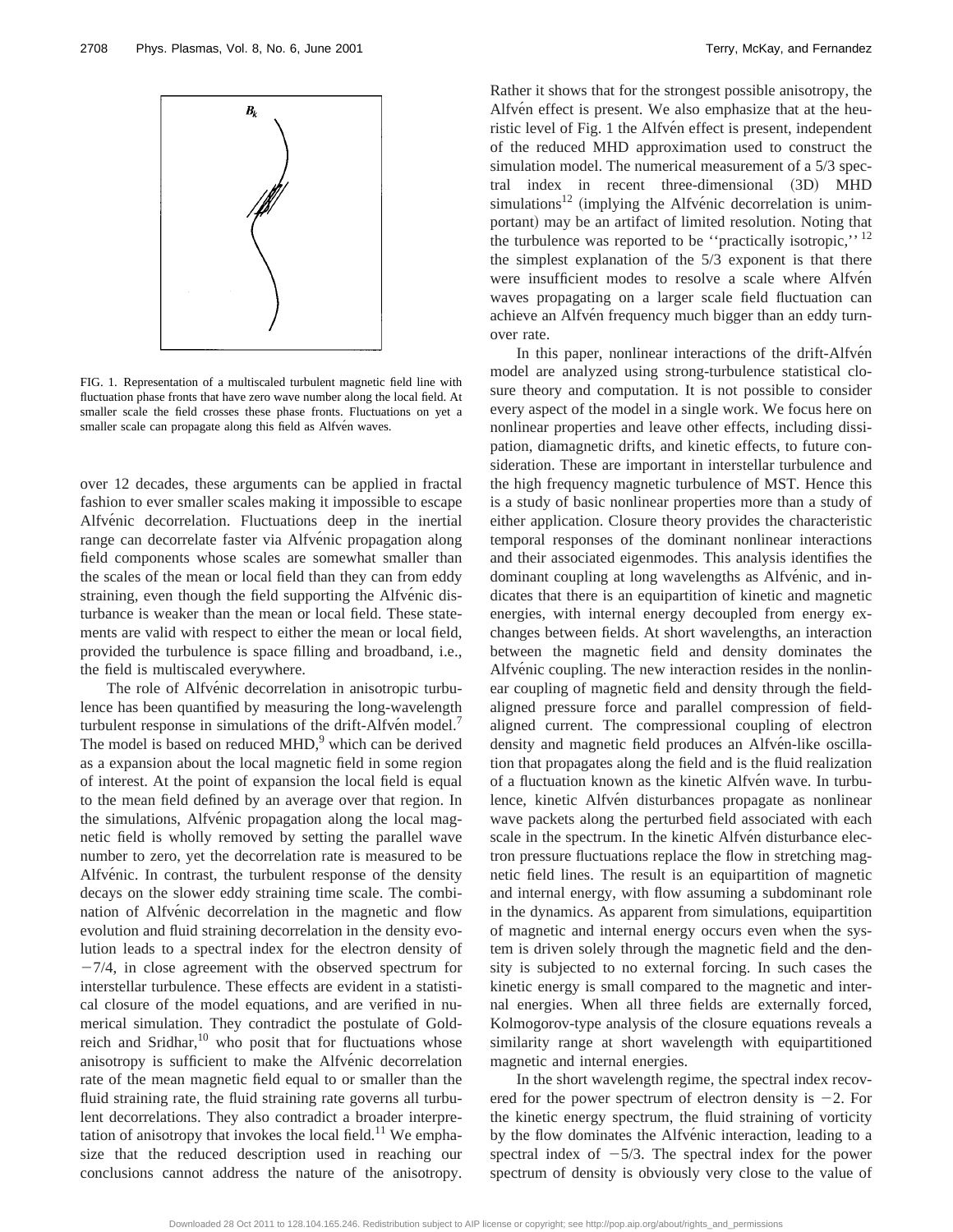FIG. 1. Representation of a multiscaled turbulent magnetic field line with fluctuation phase fronts that have zero wave number along the local field. At smaller scale the field crosses these phase fronts. Fluctuations on yet a smaller scale can propagate along this field as Alfvén waves.

over 12 decades, these arguments can be applied in fractal fashion to ever smaller scales making it impossible to escape Alfvénic decorrelation. Fluctuations deep in the inertial range can decorrelate faster via Alfvénic propagation along field components whose scales are somewhat smaller than the scales of the mean or local field than they can from eddy straining, even though the field supporting the Alfvénic disturbance is weaker than the mean or local field. These statements are valid with respect to either the mean or local field, provided the turbulence is space filling and broadband, i.e., the field is multiscaled everywhere.

The role of Alfvénic decorrelation in anisotropic turbulence has been quantified by measuring the long-wavelength turbulent response in simulations of the drift-Alfvén model.[7] The model is based on reduced MHD,[9] which can be derived as a expansion about the local magnetic field in some region of interest. At the point of expansion the local field is equal to the mean field defined by an average over that region. In the simulations, Alfvénic propagation along the local magnetic field is wholly removed by setting the parallel wave number to zero, yet the decorrelation rate is measured to be Alfvénic. In contrast, the turbulent response of the density decays on the slower eddy straining time scale. The combination of Alfvénic decorrelation in the magnetic and flow evolution and fluid straining decorrelation in the density evolution leads to a spectral index for the electron density of $-7/4$, in close agreement with the observed spectrum for interstellar turbulence. These effects are evident in a statistical closure of the model equations, and are verified in numerical simulation. They contradict the postulate of Goldreich and Sridhar,[10] who posit that for fluctuations whose anisotropy is sufficient to make the Alfvénic decorrelation rate of the mean magnetic field equal to or smaller than the fluid straining rate, the fluid straining rate governs all turbulent decorrelations. They also contradict a broader interpretation of anisotropy that invokes the local field.[11] We emphasize that the reduced description used in reaching our conclusions cannot address the nature of the anisotropy. Rather it shows that for the strongest possible anisotropy, the Alfvén effect is present. We also emphasize that at the heuristic level of Fig. 1 the Alfvén effect is present, independent of the reduced MHD approximation used to construct the simulation model. The numerical measurement of a 5/3 spectral index in recent three-dimensional (3D) MHD simulations[12] (implying the Alfvénic decorrelation is unimportant) may be an artifact of limited resolution. Noting that the turbulence was reported to be ''practically isotropic,''[12] the simplest explanation of the 5/3 exponent is that there were insufficient modes to resolve a scale where Alfvén waves propagating on a larger scale field fluctuation can achieve an Alfvén frequency much bigger than an eddy turnover rate.

In this paper, nonlinear interactions of the drift-Alfvén model are analyzed using strong-turbulence statistical closure theory and computation. It is not possible to consider every aspect of the model in a single work. We focus here on nonlinear properties and leave other effects, including dissipation, diamagnetic drifts, and kinetic effects, to future consideration. These are important in interstellar turbulence and the high frequency magnetic turbulence of MST. Hence this is a study of basic nonlinear properties more than a study of either application. Closure theory provides the characteristic temporal responses of the dominant nonlinear interactions and their associated eigenmodes. This analysis identifies the dominant coupling at long wavelengths as Alfvénic, and indicates that there is an equipartition of kinetic and magnetic energies, with internal energy decoupled from energy exchanges between fields. At short wavelengths, an interaction between the magnetic field and density dominates the Alfvénic coupling. The new interaction resides in the nonlinear coupling of magnetic field and density through the field-aligned pressure force and parallel compression of field-aligned current. The compressional coupling of electron density and magnetic field produces an Alfvén-like oscillation that propagates along the field and is the fluid realization of a fluctuation known as the kinetic Alfvén wave. In turbulence, kinetic Alfvén disturbances propagate as nonlinear wave packets along the perturbed field associated with each scale in the spectrum. In the kinetic Alfvén disturbance electron pressure fluctuations replace the flow in stretching magnetic field lines. The result is an equipartition of magnetic and internal energy, with flow assuming a subdominant role in the dynamics. As apparent from simulations, equipartition of magnetic and internal energy occurs even when the system is driven solely through the magnetic field and the density is subjected to no external forcing. In such cases the kinetic energy is small compared to the magnetic and internal energies. When all three fields are externally forced, Kolmogorov-type analysis of the closure equations reveals a similarity range at short wavelength with equipartitioned magnetic and internal energies.

In the short wavelength regime, the spectral index recovered for the power spectrum of electron density is $-2$. For the kinetic energy spectrum, the fluid straining of vorticity by the flow dominates the Alfvénic interaction, leading to a spectral index of $-5/3$. The spectral index for the power spectrum of density is obviously very close to the value of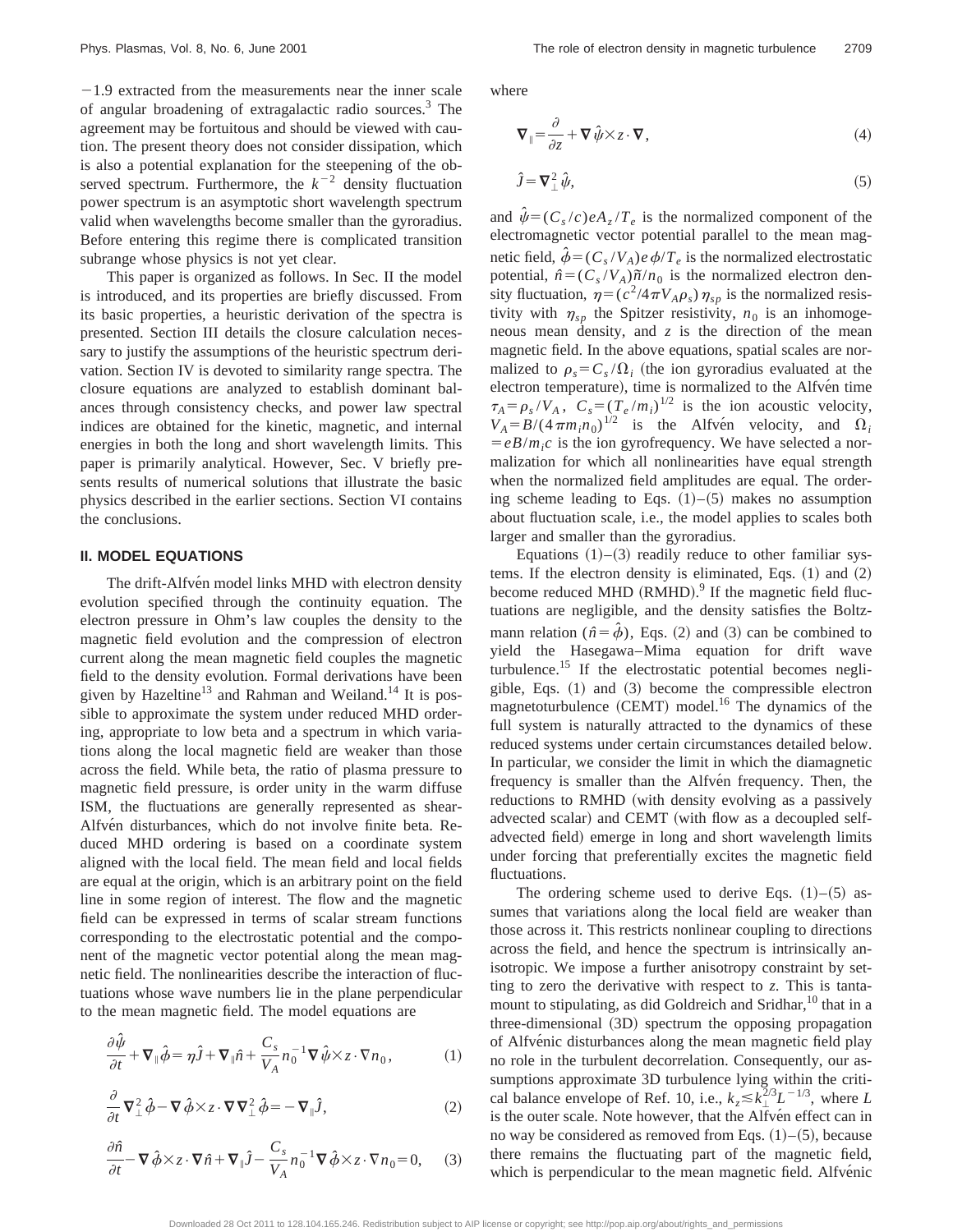−1.9 extracted from the measurements near the inner scale of angular broadening of extragalactic radio sources.[3] The agreement may be fortuitous and should be viewed with caution. The present theory does not consider dissipation, which is also a potential explanation for the steepening of the observed spectrum. Furthermore, the $k^{-2}$ density fluctuation power spectrum is an asymptotic short wavelength spectrum valid when wavelengths become smaller than the gyroradius. Before entering this regime there is complicated transition subrange whose physics is not yet clear.

This paper is organized as follows. In Sec. II the model is introduced, and its properties are briefly discussed. From its basic properties, a heuristic derivation of the spectra is presented. Section III details the closure calculation necessary to justify the assumptions of the heuristic spectrum derivation. Section IV is devoted to similarity range spectra. The closure equations are analyzed to establish dominant balances through consistency checks, and power law spectral indices are obtained for the kinetic, magnetic, and internal energies in both the long and short wavelength limits. This paper is primarily analytical. However, Sec. V briefly presents results of numerical solutions that illustrate the basic physics described in the earlier sections. Section VI contains the conclusions.

## II. MODEL EQUATIONS

The drift-Alfvén model links MHD with electron density evolution specified through the continuity equation. The electron pressure in Ohm's law couples the density to the magnetic field evolution and the compression of electron current along the mean magnetic field couples the magnetic field to the density evolution. Formal derivations have been given by Hazeltine[13] and Rahman and Weiland.[14] It is possible to approximate the system under reduced MHD ordering, appropriate to low beta and a spectrum in which variations along the local magnetic field are weaker than those across the field. While beta, the ratio of plasma pressure to magnetic field pressure, is order unity in the warm diffuse ISM, the fluctuations are generally represented as shear-Alfvén disturbances, which do not involve finite beta. Reduced MHD ordering is based on a coordinate system aligned with the local field. The mean field and local fields are equal at the origin, which is an arbitrary point on the field line in some region of interest. The flow and the magnetic field can be expressed in terms of scalar stream functions corresponding to the electrostatic potential and the component of the magnetic vector potential along the mean magnetic field. The nonlinearities describe the interaction of fluctuations whose wave numbers lie in the plane perpendicular to the mean magnetic field. The model equations are

$$\frac{\partial \hat{\psi}}{\partial t} + \nabla_{\parallel} \hat{\phi} = \eta \hat{J} + \nabla_{\parallel} \hat{n} + \frac{C_s}{V_A} n_0^{-1} \nabla \hat{\psi} \times z \cdot \nabla n_0, \tag{1}$$

$$\frac{\partial}{\partial t} \nabla_{\perp}^2 \hat{\phi} - \nabla \hat{\phi} \times z \cdot \nabla \nabla_{\perp}^2 \hat{\phi} = -\nabla_{\parallel} \hat{J}, \tag{2}$$

$$\frac{\partial \hat{n}}{\partial t} - \nabla \hat{\phi} \times z \cdot \nabla \hat{n} + \nabla_{\parallel} \hat{J} - \frac{C_s}{V_A} n_0^{-1} \nabla \hat{\phi} \times z \cdot \nabla n_0 = 0, \tag{3}$$

where

$$\nabla_{\parallel} = \frac{\partial}{\partial z} + \nabla \hat{\psi} \times z \cdot \nabla, \tag{4}$$

$$\hat{J} = \nabla_{\perp}^2 \hat{\psi}, \tag{5}$$

and $\hat{\psi} = (C_s/c) e A_z / T_e$ is the normalized component of the electromagnetic vector potential parallel to the mean magnetic field, $\hat{\phi} = (C_s/V_A) e \phi / T_e$ is the normalized electrostatic potential, $\hat{n} = (C_s/V_A) \tilde{n}/n_0$ is the normalized electron density fluctuation, $\eta = (c^2/4\pi V_A \rho_s) \eta_{sp}$ is the normalized resistivity with $\eta_{sp}$ the Spitzer resistivity, $n_0$ is an inhomogeneous mean density, and $z$ is the direction of the mean magnetic field. In the above equations, spatial scales are normalized to $\rho_s = C_s/\Omega_i$ (the ion gyroradius evaluated at the electron temperature), time is normalized to the Alfvén time $\tau_A = \rho_s / V_A$, $C_s = (T_e/m_i)^{1/2}$ is the ion acoustic velocity, $V_A = B/(4\pi m_i n_0)^{1/2}$ is the Alfvén velocity, and $\Omega_i = eB/m_i c$ is the ion gyrofrequency. We have selected a normalization for which all nonlinearities have equal strength when the normalized field amplitudes are equal. The ordering scheme leading to Eqs. (1)–(5) makes no assumption about fluctuation scale, i.e., the model applies to scales both larger and smaller than the gyroradius.

Equations (1)–(3) readily reduce to other familiar systems. If the electron density is eliminated, Eqs. (1) and (2) become reduced MHD (RMHD).[9] If the magnetic field fluctuations are negligible, and the density satisfies the Boltzmann relation ($\hat{n} = \hat{\phi}$), Eqs. (2) and (3) can be combined to yield the Hasegawa–Mima equation for drift wave turbulence.[15] If the electrostatic potential becomes negligible, Eqs. (1) and (3) become the compressible electron magnetoturbulence (CEMT) model.[16] The dynamics of the full system is naturally attracted to the dynamics of these reduced systems under certain circumstances detailed below. In particular, we consider the limit in which the diamagnetic frequency is smaller than the Alfvén frequency. Then, the reductions to RMHD (with density evolving as a passively advected scalar) and CEMT (with flow as a decoupled self-advected field) emerge in long and short wavelength limits under forcing that preferentially excites the magnetic field fluctuations.

The ordering scheme used to derive Eqs. (1)–(5) assumes that variations along the local field are weaker than those across it. This restricts nonlinear coupling to directions across the field, and hence the spectrum is intrinsically anisotropic. We impose a further anisotropy constraint by setting to zero the derivative with respect to $z$. This is tantamount to stipulating, as did Goldreich and Sridhar,[10] that in a three-dimensional (3D) spectrum the opposing propagation of Alfvénic disturbances along the mean magnetic field play no role in the turbulent decorrelation. Consequently, our assumptions approximate 3D turbulence lying within the critical balance envelope of Ref. 10, i.e., $k_z \lesssim k_\perp^{2/3} L^{-1/3}$, where $L$ is the outer scale. Note however, that the Alfvén effect can in no way be considered as removed from Eqs. (1)–(5), because there remains the fluctuating part of the magnetic field, which is perpendicular to the mean magnetic field. Alfvénic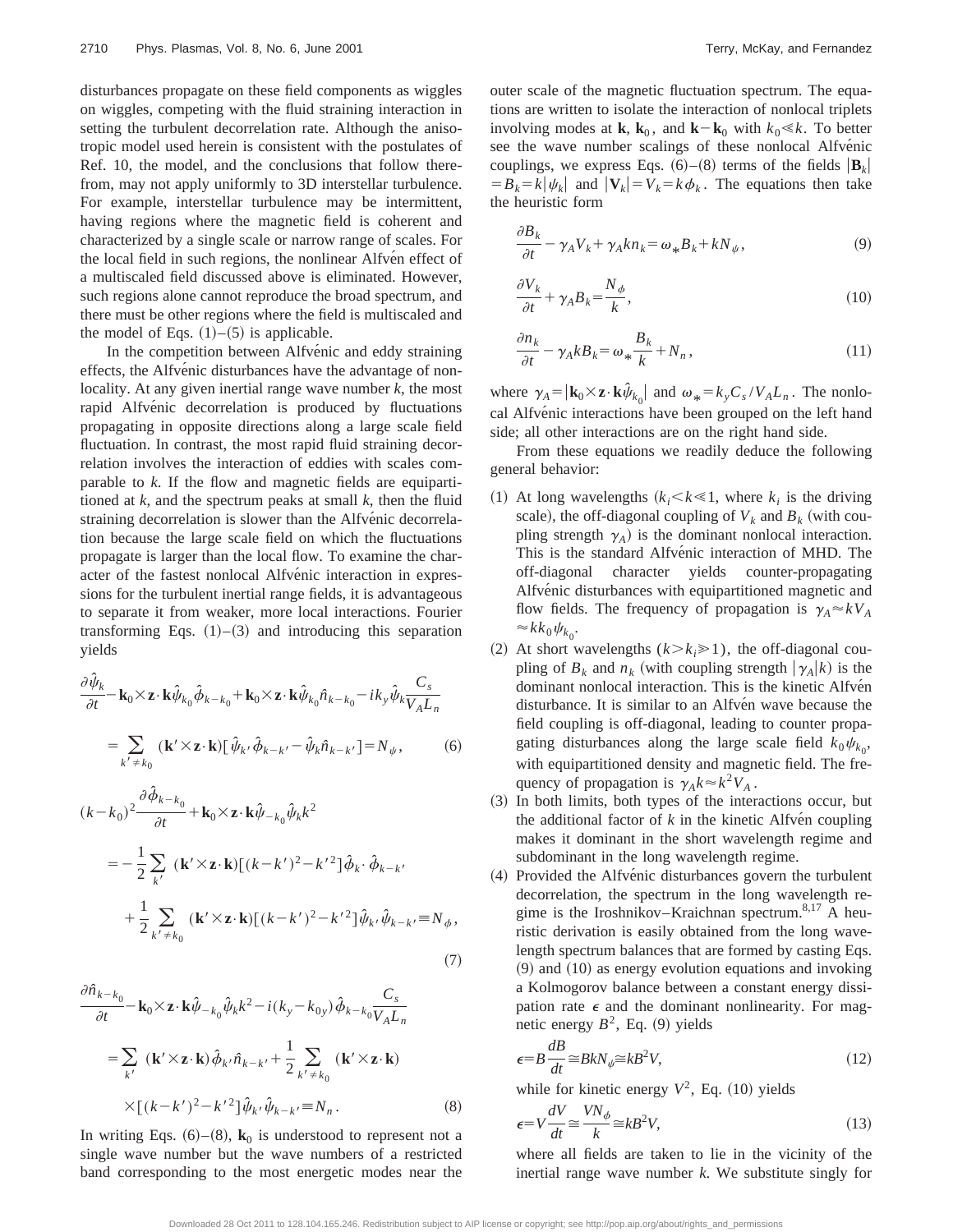disturbances propagate on these field components as wiggles on wiggles, competing with the fluid straining interaction in setting the turbulent decorrelation rate. Although the anisotropic model used herein is consistent with the postulates of Ref. 10, the model, and the conclusions that follow therefrom, may not apply uniformly to 3D interstellar turbulence. For example, interstellar turbulence may be intermittent, having regions where the magnetic field is coherent and characterized by a single scale or narrow range of scales. For the local field in such regions, the nonlinear Alfvén effect of a multiscaled field discussed above is eliminated. However, such regions alone cannot reproduce the broad spectrum, and there must be other regions where the field is multiscaled and the model of Eqs. (1)–(5) is applicable.

In the competition between Alfvénic and eddy straining effects, the Alfvénic disturbances have the advantage of nonlocality. At any given inertial range wave number $k$, the most rapid Alfvénic decorrelation is produced by fluctuations propagating in opposite directions along a large scale field fluctuation. In contrast, the most rapid fluid straining decorrelation involves the interaction of eddies with scales comparable to $k$. If the flow and magnetic fields are equipartitioned at $k$, and the spectrum peaks at small $k$, then the fluid straining decorrelation is slower than the Alfvénic decorrelation because the large scale field on which the fluctuations propagate is larger than the local flow. To examine the character of the fastest nonlocal Alfvénic interaction in expressions for the turbulent inertial range fields, it is advantageous to separate it from weaker, more local interactions. Fourier transforming Eqs. (1)–(3) and introducing this separation yields

$$\frac{\partial \hat{\psi}_k}{\partial t} - \mathbf{k}_0 \times \mathbf{z} \cdot \mathbf{k} \hat{\psi}_{k_0} \hat{\phi}_{k-k_0} + \mathbf{k}_0 \times \mathbf{z} \cdot \mathbf{k} \hat{\psi}_{k_0} \hat{n}_{k-k_0} - i k_y \hat{\psi}_k \frac{C_s}{V_A L_n}$$
$$= \sum_{k' \neq k_0} (\mathbf{k}' \times \mathbf{z} \cdot \mathbf{k}) [\hat{\psi}_{k'} \hat{\phi}_{k-k'} - \hat{\psi}_k \hat{n}_{k-k'}] = N_\psi, \tag{6}$$

$$(k-k_0)^2 \frac{\partial \hat{\phi}_{k-k_0}}{\partial t} + \mathbf{k}_0 \times \mathbf{z} \cdot \mathbf{k} \hat{\psi}_{-k_0} \hat{\psi}_k k^2$$
$$= -\frac{1}{2} \sum_{k'} (\mathbf{k}' \times \mathbf{z} \cdot \mathbf{k}) [(k-k')^2 - k'^2] \hat{\phi}_{k'} \cdot \hat{\phi}_{k-k'}$$
$$+ \frac{1}{2} \sum_{k' \neq k_0} (\mathbf{k}' \times \mathbf{z} \cdot \mathbf{k}) [(k-k')^2 - k'^2] \hat{\psi}_{k'} \hat{\psi}_{k-k'} \equiv N_\phi, \tag{7}$$

$$\frac{\partial \hat{n}_{k-k_0}}{\partial t} - \mathbf{k}_0 \times \mathbf{z} \cdot \mathbf{k} \hat{\psi}_{-k_0} \hat{\psi}_k k^2 - i(k_y - k_{0y}) \hat{\phi}_{k-k_0} \frac{C_s}{V_A L_n}$$
$$= \sum_{k'} (\mathbf{k}' \times \mathbf{z} \cdot \mathbf{k}) \hat{\phi}_{k'} \hat{n}_{k-k'} + \frac{1}{2} \sum_{k' \neq k_0} (\mathbf{k}' \times \mathbf{z} \cdot \mathbf{k})$$
$$\times [(k-k')^2 - k'^2] \hat{\psi}_{k'} \hat{\psi}_{k-k'} \equiv N_n. \tag{8}$$

In writing Eqs. (6)–(8), $\mathbf{k}_0$ is understood to represent not a single wave number but the wave numbers of a restricted band corresponding to the most energetic modes near the outer scale of the magnetic fluctuation spectrum. The equations are written to isolate the interaction of nonlocal triplets involving modes at $\mathbf{k}$, $\mathbf{k}_0$, and $\mathbf{k}-\mathbf{k}_0$ with $k_0 \ll k$. To better see the wave number scalings of these nonlocal Alfvénic couplings, we express Eqs. (6)–(8) terms of the fields $|\mathbf{B}_k| = B_k = k|\psi_k|$ and $|\mathbf{V}_k| = V_k = k\phi_k$. The equations then take the heuristic form

$$\frac{\partial B_k}{\partial t} - \gamma_A V_k + \gamma_A k n_k = \omega_* B_k + k N_\psi, \tag{9}$$

$$\frac{\partial V_k}{\partial t} + \gamma_A B_k = \frac{N_\phi}{k}, \tag{10}$$

$$\frac{\partial n_k}{\partial t} - \gamma_A k B_k = \omega_* \frac{B_k}{k} + N_n, \tag{11}$$

where $\gamma_A = |\mathbf{k}_0 \times \mathbf{z} \cdot \mathbf{k} \hat{\psi}_{k_0}|$ and $\omega_* = k_y C_s / V_A L_n$. The nonlocal Alfvénic interactions have been grouped on the left hand side; all other interactions are on the right hand side.

From these equations we readily deduce the following general behavior:

1. At long wavelengths ($k_i < k \ll 1$, where $k_i$ is the driving scale), the off-diagonal coupling of $V_k$ and $B_k$ (with coupling strength $\gamma_A$) is the dominant nonlocal interaction. This is the standard Alfvénic interaction of MHD. The off-diagonal character yields counter-propagating Alfvénic disturbances with equipartitioned magnetic and flow fields. The frequency of propagation is $\gamma_A \approx k V_A \approx k k_0 \psi_{k_0}$.
2. At short wavelengths ($k > k_i \gg 1$), the off-diagonal coupling of $B_k$ and $n_k$ (with coupling strength $|\gamma_A| k$) is the dominant nonlocal interaction. This is the kinetic Alfvén disturbance. It is similar to an Alfvén wave because the field coupling is off-diagonal, leading to counter propagating disturbances along the large scale field $k_0 \psi_{k_0}$, with equipartitioned density and magnetic field. The frequency of propagation is $\gamma_A k \approx k^2 V_A$.
3. In both limits, both types of the interactions occur, but the additional factor of $k$ in the kinetic Alfvén coupling makes it dominant in the short wavelength regime and subdominant in the long wavelength regime.
4. Provided the Alfvénic disturbances govern the turbulent decorrelation, the spectrum in the long wavelength regime is the Iroshnikov–Kraichnan spectrum.[8,17] A heuristic derivation is easily obtained from the long wavelength spectrum balances that are formed by casting Eqs. (9) and (10) as energy evolution equations and invoking a Kolmogorov balance between a constant energy dissipation rate $\epsilon$ and the dominant nonlinearity. For magnetic energy $B^2$, Eq. (9) yields
$$\epsilon = B \frac{dB}{dt} \cong B k N_\psi \cong k B^2 V, \tag{12}$$
while for kinetic energy $V^2$, Eq. (10) yields
$$\epsilon = V \frac{dV}{dt} \cong \frac{V N_\phi}{k} \cong k B^2 V, \tag{13}$$
where all fields are taken to lie in the vicinity of the inertial range wave number $k$. We substitute singly for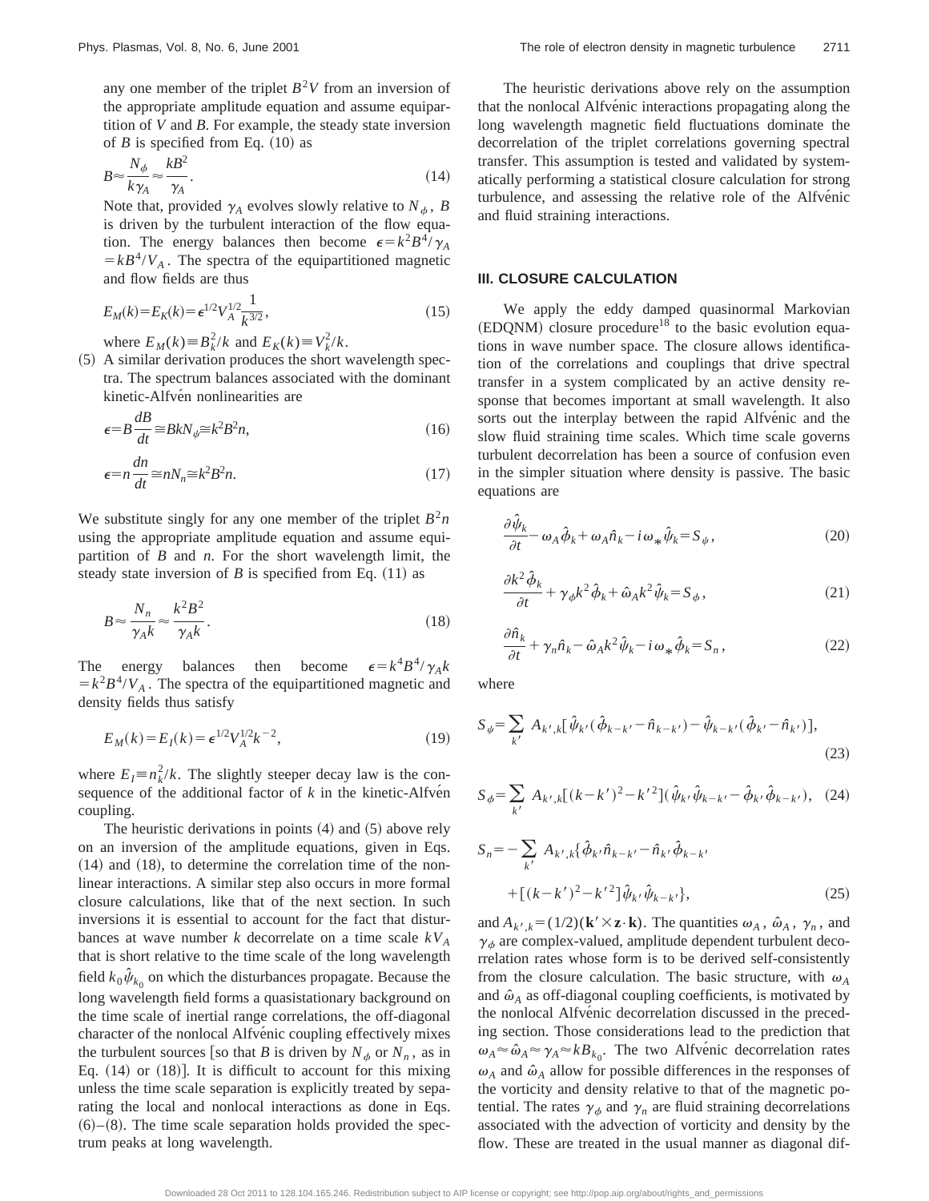any one member of the triplet $B^2V$ from an inversion of the appropriate amplitude equation and assume equipartition of $V$ and $B$. For example, the steady state inversion of $B$ is specified from Eq. (10) as

$$B \approx \frac{N_\phi}{k\gamma_A} \approx \frac{kB^2}{\gamma_A}. \tag{14}$$

Note that, provided $\gamma_A$ evolves slowly relative to $N_\phi$, $B$ is driven by the turbulent interaction of the flow equation. The energy balances then become $\epsilon = k^2B^4/\gamma_A = kB^4/V_A$. The spectra of the equipartitioned magnetic and flow fields are thus

$$E_M(k) = E_K(k) = \epsilon^{1/2} V_A^{1/2} \frac{1}{k^{3/2}}, \tag{15}$$

where $E_M(k) \equiv B_k^2/k$ and $E_K(k) \equiv V_k^2/k$.

(5) A similar derivation produces the short wavelength spectra. The spectrum balances associated with the dominant kinetic-Alfvén nonlinearities are

$$\epsilon = B\frac{dB}{dt} \cong BkN_\psi \cong k^2B^2n, \tag{16}$$

$$\epsilon = n\frac{dn}{dt} \cong nN_n \cong k^2B^2n. \tag{17}$$

We substitute singly for any one member of the triplet $B^2n$ using the appropriate amplitude equation and assume equipartition of $B$ and $n$. For the short wavelength limit, the steady state inversion of $B$ is specified from Eq. (11) as

$$B \approx \frac{N_n}{\gamma_A k} \approx \frac{k^2B^2}{\gamma_A k}. \tag{18}$$

The energy balances then become $\epsilon = k^4B^4/\gamma_A k = k^2B^4/V_A$. The spectra of the equipartitioned magnetic and density fields thus satisfy

$$E_M(k) = E_I(k) = \epsilon^{1/2} V_A^{1/2} k^{-2}, \tag{19}$$

where $E_I \equiv n_k^2/k$. The slightly steeper decay law is the consequence of the additional factor of $k$ in the kinetic-Alfvén coupling.

The heuristic derivations in points (4) and (5) above rely on an inversion of the amplitude equations, given in Eqs. (14) and (18), to determine the correlation time of the nonlinear interactions. A similar step also occurs in more formal closure calculations, like that of the next section. In such inversions it is essential to account for the fact that disturbances at wave number $k$ decorrelate on a time scale $kV_A$ that is short relative to the time scale of the long wavelength field $k_0\hat{\psi}_{k_0}$ on which the disturbances propagate. Because the long wavelength field forms a quasistationary background on the time scale of inertial range correlations, the off-diagonal character of the nonlocal Alfvénic coupling effectively mixes the turbulent sources [so that $B$ is driven by $N_\phi$ or $N_n$, as in Eq. (14) or (18)]. It is difficult to account for this mixing unless the time scale separation is explicitly treated by separating the local and nonlocal interactions as done in Eqs. (6)–(8). The time scale separation holds provided the spectrum peaks at long wavelength.

The heuristic derivations above rely on the assumption that the nonlocal Alfvénic interactions propagating along the long wavelength magnetic field fluctuations dominate the decorrelation of the triplet correlations governing spectral transfer. This assumption is tested and validated by systematically performing a statistical closure calculation for strong turbulence, and assessing the relative role of the Alfvénic and fluid straining interactions.

## III. CLOSURE CALCULATION

We apply the eddy damped quasinormal Markovian (EDQNM) closure procedure[18] to the basic evolution equations in wave number space. The closure allows identification of the correlations and couplings that drive spectral transfer in a system complicated by an active density response that becomes important at small wavelength. It also sorts out the interplay between the rapid Alfvénic and the slow fluid straining time scales. Which time scale governs turbulent decorrelation has been a source of confusion even in the simpler situation where density is passive. The basic equations are

$$\frac{\partial \hat{\psi}_k}{\partial t} - \omega_A \hat{\phi}_k + \omega_A \hat{n}_k - i\omega_* \hat{\psi}_k = S_\psi, \tag{20}$$

$$\frac{\partial k^2 \hat{\phi}_k}{\partial t} + \gamma_\phi k^2 \hat{\phi}_k + \hat{\omega}_A k^2 \hat{\psi}_k = S_\phi, \tag{21}$$

$$\frac{\partial \hat{n}_k}{\partial t} + \gamma_n \hat{n}_k - \hat{\omega}_A k^2 \hat{\psi}_k - i\omega_* \hat{\phi}_k = S_n, \tag{22}$$

where

$$S_\psi = \sum_{k'} A_{k',k}[\hat{\psi}_{k'}(\hat{\phi}_{k-k'} - \hat{n}_{k-k'}) - \hat{\psi}_{k-k'}(\hat{\phi}_{k'} - \hat{n}_{k'})], \tag{23}$$

$$S_\phi = \sum_{k'} A_{k',k}[(k-k')^2 - k'^2](\hat{\psi}_{k'}\hat{\psi}_{k-k'} - \hat{\phi}_{k'}\hat{\phi}_{k-k'}), \tag{24}$$

$$S_n = -\sum_{k'} A_{k',k}\{\hat{\phi}_{k'}\hat{n}_{k-k'} - \hat{n}_{k'}\hat{\phi}_{k-k'} + [(k-k')^2 - k'^2]\hat{\psi}_{k'}\hat{\psi}_{k-k'}\}, \tag{25}$$

and $A_{k',k} = (1/2)(\mathbf{k}' \times \mathbf{z} \cdot \mathbf{k})$. The quantities $\omega_A$, $\hat{\omega}_A$, $\gamma_n$, and $\gamma_\phi$ are complex-valued, amplitude dependent turbulent decorrelation rates whose form is to be derived self-consistently from the closure calculation. The basic structure, with $\omega_A$ and $\hat{\omega}_A$ as off-diagonal coupling coefficients, is motivated by the nonlocal Alfvénic decorrelation discussed in the preceding section. Those considerations lead to the prediction that $\omega_A \approx \hat{\omega}_A \approx \gamma_A \approx kB_{k_0}$. The two Alfvénic decorrelation rates $\omega_A$ and $\hat{\omega}_A$ allow for possible differences in the responses of the vorticity and density relative to that of the magnetic potential. The rates $\gamma_\phi$ and $\gamma_n$ are fluid straining decorrelations associated with the advection of vorticity and density by the flow. These are treated in the usual manner as diagonal dif-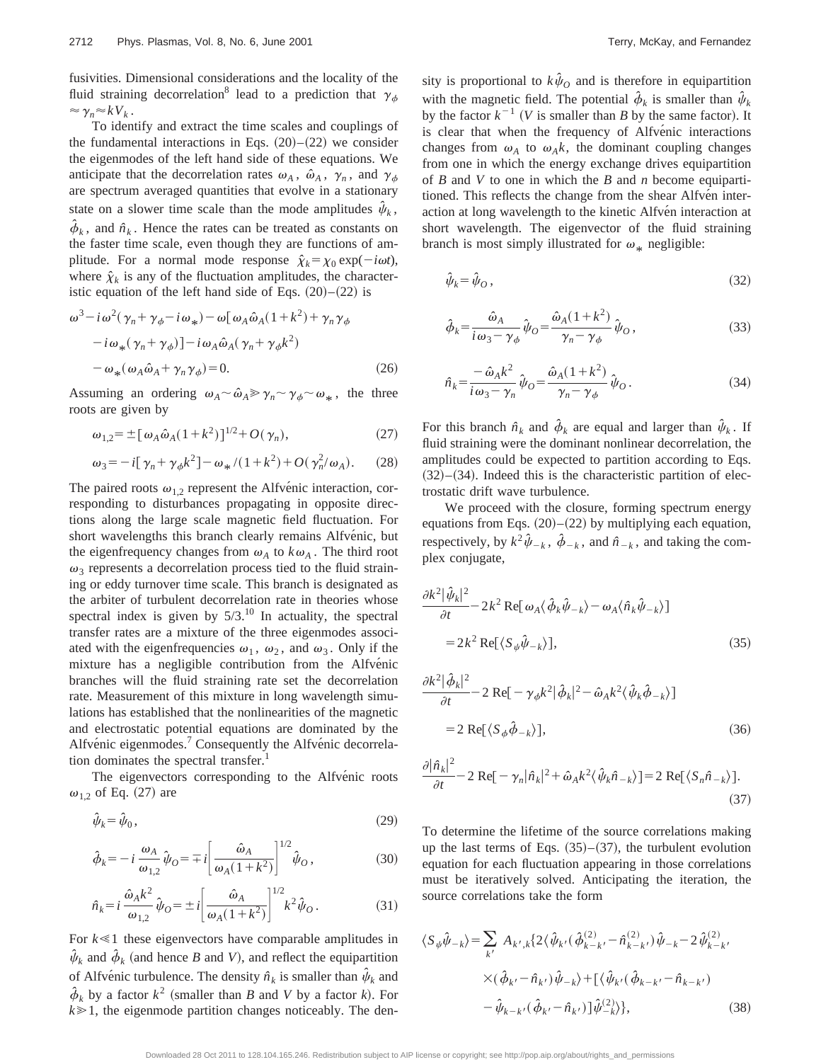fusivities. Dimensional considerations and the locality of the fluid straining decorrelation[8] lead to a prediction that $\gamma_\phi \approx \gamma_n \approx kV_k$.

To identify and extract the time scales and couplings of the fundamental interactions in Eqs. (20)–(22) we consider the eigenmodes of the left hand side of these equations. We anticipate that the decorrelation rates $\omega_A$, $\hat{\omega}_A$, $\gamma_n$, and $\gamma_\phi$ are spectrum averaged quantities that evolve in a stationary state on a slower time scale than the mode amplitudes $\hat{\psi}_k$, $\hat{\phi}_k$, and $\hat{n}_k$. Hence the rates can be treated as constants on the faster time scale, even though they are functions of amplitude. For a normal mode response $\hat{\chi}_k = \chi_0 \exp(-i\omega t)$, where $\hat{\chi}_k$ is any of the fluctuation amplitudes, the characteristic equation of the left hand side of Eqs. (20)–(22) is

$$\omega^3 - i\omega^2(\gamma_n + \gamma_\phi - i\omega_*) - \omega[\omega_A\hat{\omega}_A(1+k^2) + \gamma_n\gamma_\phi - i\omega_*(\gamma_n+\gamma_\phi)] - i\omega_A\hat{\omega}_A(\gamma_n + \gamma_\phi k^2) - \omega_*(\omega_A\hat{\omega}_A + \gamma_n\gamma_\phi) = 0. \tag{26}$$

Assuming an ordering $\omega_A \sim \hat{\omega}_A \gg \gamma_n \sim \gamma_\phi \sim \omega_*$, the three roots are given by

$$\omega_{1,2} = \pm[\omega_A\hat{\omega}_A(1+k^2)]^{1/2} + O(\gamma_n), \tag{27}$$

$$\omega_3 = -i[\gamma_n + \gamma_\phi k^2] - \omega_*/(1+k^2) + O(\gamma_n^2/\omega_A). \tag{28}$$

The paired roots $\omega_{1,2}$ represent the Alfvénic interaction, corresponding to disturbances propagating in opposite directions along the large scale magnetic field fluctuation. For short wavelengths this branch clearly remains Alfvénic, but the eigenfrequency changes from $\omega_A$ to $k\omega_A$. The third root $\omega_3$ represents a decorrelation process tied to the fluid straining or eddy turnover time scale. This branch is designated as the arbiter of turbulent decorrelation rate in theories whose spectral index is given by 5/3.[10] In actuality, the spectral transfer rates are a mixture of the three eigenmodes associated with the eigenfrequencies $\omega_1$, $\omega_2$, and $\omega_3$. Only if the mixture has a negligible contribution from the Alfvénic branches will the fluid straining rate set the decorrelation rate. Measurement of this mixture in long wavelength simulations has established that the nonlinearities of the magnetic and electrostatic potential equations are dominated by the Alfvénic eigenmodes.[7] Consequently the Alfvénic decorrelation dominates the spectral transfer.[1]

The eigenvectors corresponding to the Alfvénic roots $\omega_{1,2}$ of Eq. (27) are

$$\hat{\psi}_k = \hat{\psi}_0, \tag{29}$$

$$\hat{\phi}_k = -i\frac{\omega_A}{\omega_{1,2}}\hat{\psi}_O = \mp i\left[\frac{\hat{\omega}_A}{\omega_A(1+k^2)}\right]^{1/2}\hat{\psi}_O, \tag{30}$$

$$\hat{n}_k = i\frac{\hat{\omega}_A k^2}{\omega_{1,2}}\hat{\psi}_O = \pm i\left[\frac{\hat{\omega}_A}{\omega_A(1+k^2)}\right]^{1/2} k^2\hat{\psi}_O. \tag{31}$$

For $k \ll 1$ these eigenvectors have comparable amplitudes in $\hat{\psi}_k$ and $\hat{\phi}_k$ (and hence $B$ and $V$), and reflect the equipartition of Alfvénic turbulence. The density $\hat{n}_k$ is smaller than $\hat{\psi}_k$ and $\hat{\phi}_k$ by a factor $k^2$ (smaller than $B$ and $V$ by a factor $k$). For $k \gg 1$, the eigenmode partition changes noticeably. The density is proportional to $k\hat{\psi}_O$ and is therefore in equipartition with the magnetic field. The potential $\hat{\phi}_k$ is smaller than $\hat{\psi}_k$ by the factor $k^{-1}$ ($V$ is smaller than $B$ by the same factor). It is clear that when the frequency of Alfvénic interactions changes from $\omega_A$ to $\omega_A k$, the dominant coupling changes from one in which the energy exchange drives equipartition of $B$ and $V$ to one in which the $B$ and $n$ become equipartitioned. This reflects the change from the shear Alfvén interaction at long wavelength to the kinetic Alfvén interaction at short wavelength. The eigenvector of the fluid straining branch is most simply illustrated for $\omega_*$ negligible:

$$\hat{\psi}_k = \hat{\psi}_O, \tag{32}$$

$$\hat{\phi}_k = \frac{\hat{\omega}_A}{i\omega_3 - \gamma_\phi}\hat{\psi}_O = \frac{\hat{\omega}_A(1+k^2)}{\gamma_n - \gamma_\phi}\hat{\psi}_O, \tag{33}$$

$$\hat{n}_k = \frac{-\hat{\omega}_A k^2}{i\omega_3 - \gamma_n}\hat{\psi}_O = \frac{\hat{\omega}_A(1+k^2)}{\gamma_n - \gamma_\phi}\hat{\psi}_O. \tag{34}$$

For this branch $\hat{n}_k$ and $\hat{\phi}_k$ are equal and larger than $\hat{\psi}_k$. If fluid straining were the dominant nonlinear decorrelation, the amplitudes could be expected to partition according to Eqs. (32)–(34). Indeed this is the characteristic partition of electrostatic drift wave turbulence.

We proceed with the closure, forming spectrum energy equations from Eqs. (20)–(22) by multiplying each equation, respectively, by $k^2\hat{\psi}_{-k}$, $\hat{\phi}_{-k}$, and $\hat{n}_{-k}$, and taking the complex conjugate,

$$\frac{\partial k^2|\hat{\psi}_k|^2}{\partial t} - 2k^2\,\mathrm{Re}[\omega_A\langle\hat{\phi}_k\hat{\psi}_{-k}\rangle - \omega_A\langle\hat{n}_k\hat{\psi}_{-k}\rangle] = 2k^2\,\mathrm{Re}[\langle S_\psi\hat{\psi}_{-k}\rangle], \tag{35}$$

$$\frac{\partial k^2|\hat{\phi}_k|^2}{\partial t} - 2\,\mathrm{Re}[-\gamma_\phi k^2|\hat{\phi}_k|^2 - \hat{\omega}_A k^2\langle\hat{\psi}_k\hat{\phi}_{-k}\rangle] = 2\,\mathrm{Re}[\langle S_\phi\hat{\phi}_{-k}\rangle], \tag{36}$$

$$\frac{\partial|\hat{n}_k|^2}{\partial t} - 2\,\mathrm{Re}[-\gamma_n|\hat{n}_k|^2 + \hat{\omega}_A k^2\langle\hat{\psi}_k\hat{n}_{-k}\rangle] = 2\,\mathrm{Re}[\langle S_n\hat{n}_{-k}\rangle]. \tag{37}$$

To determine the lifetime of the source correlations making up the last terms of Eqs. (35)–(37), the turbulent evolution equation for each fluctuation appearing in those correlations must be iteratively solved. Anticipating the iteration, the source correlations take the form

$$\langle S_\psi\hat{\psi}_{-k}\rangle = \sum_{k'} A_{k',k}\{2\langle\hat{\psi}_{k'}(\hat{\phi}^{(2)}_{k-k'} - \hat{n}^{(2)}_{k-k'})\hat{\psi}_{-k} - 2\hat{\psi}^{(2)}_{k-k'}\times(\hat{\phi}_{k'} - \hat{n}_{k'})\hat{\psi}_{-k}\rangle + [\langle\hat{\psi}_{k'}(\hat{\phi}_{k-k'} - \hat{n}_{k-k'}) - \hat{\psi}_{k-k'}(\hat{\phi}_{k'} - \hat{n}_{k'})]\hat{\psi}^{(2)}_{-k}\rangle\}, \tag{38}$$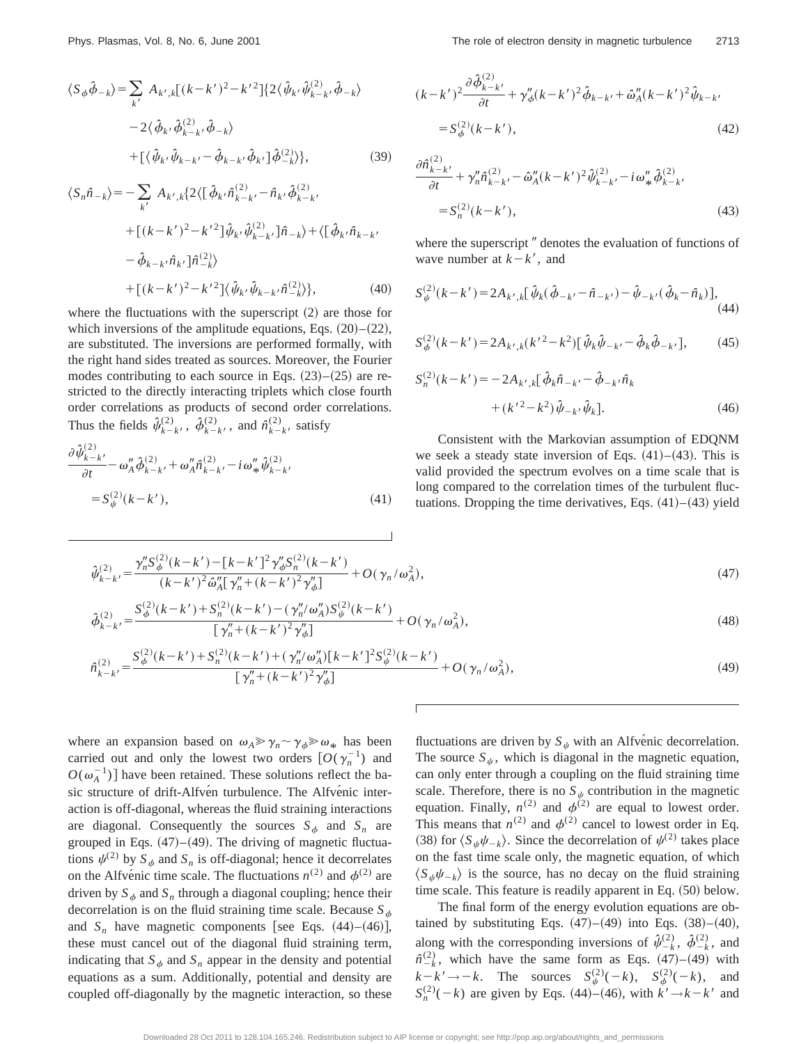$$\langle S_\phi \hat{\phi}_{-k}\rangle = \sum_{k'} A_{k',k}[(k-k')^2 - k'^2]\{2\langle \hat{\psi}_{k'}\hat{\psi}^{(2)}_{k-k'}\hat{\phi}_{-k}\rangle - 2\langle \hat{\phi}_{k'}\hat{\phi}^{(2)}_{k-k'}\hat{\phi}_{-k}\rangle + [\langle \hat{\psi}_{k'}\hat{\psi}_{k-k'} - \hat{\phi}_{k-k'}\hat{\phi}_{k'}]\hat{\phi}^{(2)}_{-k}\rangle\}, \tag{39}$$

$$\langle S_n \hat{n}_{-k}\rangle = -\sum_{k'} A_{k',k}\{2\langle[\hat{\phi}_{k'}\hat{n}^{(2)}_{k-k'} - \hat{n}_{k'}\hat{\phi}^{(2)}_{k-k'} + [(k-k')^2 - k'^2]\hat{\psi}_{k'}\hat{\psi}^{(2)}_{k-k'}]\hat{n}_{-k}\rangle + \langle[\hat{\phi}_{k'}\hat{n}_{k-k'} - \hat{\phi}_{k-k'}\hat{n}_{k'}]\hat{n}^{(2)}_{-k}\rangle + [(k-k')^2 - k'^2]\langle \hat{\psi}_{k'}\hat{\psi}_{k-k'}\hat{n}^{(2)}_{-k}\rangle\}, \tag{40}$$

where the fluctuations with the superscript (2) are those for which inversions of the amplitude equations, Eqs. (20)–(22), are substituted. The inversions are performed formally, with the right hand sides treated as sources. Moreover, the Fourier modes contributing to each source in Eqs. (23)–(25) are restricted to the directly interacting triplets which close fourth order correlations as products of second order correlations. Thus the fields $\hat{\psi}^{(2)}_{k-k'}$, $\hat{\phi}^{(2)}_{k-k'}$, and $\hat{n}^{(2)}_{k-k'}$ satisfy

$$\frac{\partial \hat{\psi}^{(2)}_{k-k'}}{\partial t} - \omega''_A \hat{\phi}^{(2)}_{k-k'} + \omega''_A \hat{n}^{(2)}_{k-k'} - i\omega''_* \hat{\psi}^{(2)}_{k-k'} = S^{(2)}_\psi(k-k'), \tag{41}$$

$$(k-k')^2 \frac{\partial \hat{\phi}^{(2)}_{k-k'}}{\partial t} + \gamma''_\phi (k-k')^2 \hat{\phi}_{k-k'} + \hat{\omega}''_A (k-k')^2 \hat{\psi}_{k-k'} = S^{(2)}_\phi(k-k'), \tag{42}$$

$$\frac{\partial \hat{n}^{(2)}_{k-k'}}{\partial t} + \gamma''_n \hat{n}^{(2)}_{k-k'} - \hat{\omega}''_A (k-k')^2 \hat{\psi}^{(2)}_{k-k'} - i\omega''_* \hat{\phi}^{(2)}_{k-k'} = S^{(2)}_n(k-k'), \tag{43}$$

where the superscript $''$ denotes the evaluation of functions of wave number at $k-k'$, and

$$S^{(2)}_\psi(k-k') = 2A_{k',k}[\hat{\psi}_k(\hat{\phi}_{-k'} - \hat{n}_{-k'}) - \hat{\psi}_{-k'}(\hat{\phi}_k - \hat{n}_k)], \tag{44}$$

$$S^{(2)}_\phi(k-k') = 2A_{k',k}(k'^2 - k^2)[\hat{\psi}_k \hat{\psi}_{-k'} - \hat{\phi}_k \hat{\phi}_{-k'}], \tag{45}$$

$$S^{(2)}_n(k-k') = -2A_{k',k}[\hat{\phi}_k \hat{n}_{-k'} - \hat{\phi}_{-k'}\hat{n}_k + (k'^2 - k^2)\hat{\psi}_{-k'}\hat{\psi}_k]. \tag{46}$$

Consistent with the Markovian assumption of EDQNM we seek a steady state inversion of Eqs. (41)–(43). This is valid provided the spectrum evolves on a time scale that is long compared to the correlation times of the turbulent fluctuations. Dropping the time derivatives, Eqs. (41)–(43) yield

$$\hat{\psi}^{(2)}_{k-k'} = \frac{\gamma''_n S^{(2)}_\phi(k-k') - [k-k']^2 \gamma''_\phi S^{(2)}_n(k-k')}{(k-k')^2 \hat{\omega}''_A [\gamma''_n + (k-k')^2 \gamma''_\phi]} + O(\gamma_n/\omega_A^2), \tag{47}$$

$$\hat{\phi}^{(2)}_{k-k'} = \frac{S^{(2)}_\phi(k-k') + S^{(2)}_n(k-k') - (\gamma''_n/\omega''_A) S^{(2)}_\psi(k-k')}{[\gamma''_n + (k-k')^2 \gamma''_\phi]} + O(\gamma_n/\omega_A^2), \tag{48}$$

$$\hat{n}^{(2)}_{k-k'} = \frac{S^{(2)}_\phi(k-k') + S^{(2)}_n(k-k') + (\gamma''_n/\omega''_A)[k-k']^2 S^{(2)}_\psi(k-k')}{[\gamma''_n + (k-k')^2 \gamma''_\phi]} + O(\gamma_n/\omega_A^2), \tag{49}$$

where an expansion based on $\omega_A \gg \gamma_n \sim \gamma_\phi \gg \omega_*$ has been carried out and only the lowest two orders $[O(\gamma_n^{-1})$ and $O(\omega_A^{-1})]$ have been retained. These solutions reflect the basic structure of drift-Alfvén turbulence. The Alfvénic interaction is off-diagonal, whereas the fluid straining interactions are diagonal. Consequently the sources $S_\phi$ and $S_n$ are grouped in Eqs. (47)–(49). The driving of magnetic fluctuations $\psi^{(2)}$ by $S_\phi$ and $S_n$ is off-diagonal; hence it decorrelates on the Alfvénic time scale. The fluctuations $n^{(2)}$ and $\phi^{(2)}$ are driven by $S_\phi$ and $S_n$ through a diagonal coupling; hence their decorrelation is on the fluid straining time scale. Because $S_\phi$ and $S_n$ have magnetic components [see Eqs. (44)–(46)], these must cancel out of the diagonal fluid straining term, indicating that $S_\phi$ and $S_n$ appear in the density and potential equations as a sum. Additionally, potential and density are coupled off-diagonally by the magnetic interaction, so these fluctuations are driven by $S_\psi$ with an Alfvénic decorrelation. The source $S_\psi$, which is diagonal in the magnetic equation, can only enter through a coupling on the fluid straining time scale. Therefore, there is no $S_\psi$ contribution in the magnetic equation. Finally, $n^{(2)}$ and $\phi^{(2)}$ are equal to lowest order. This means that $n^{(2)}$ and $\phi^{(2)}$ cancel to lowest order in Eq. (38) for $\langle S_\psi \psi_{-k}\rangle$. Since the decorrelation of $\psi^{(2)}$ takes place on the fast time scale only, the magnetic equation, of which $\langle S_\psi \psi_{-k}\rangle$ is the source, has no decay on the fluid straining time scale. This feature is readily apparent in Eq. (50) below.

The final form of the energy evolution equations are obtained by substituting Eqs. (47)–(49) into Eqs. (38)–(40), along with the corresponding inversions of $\hat{\psi}^{(2)}_{-k}$, $\hat{\phi}^{(2)}_{-k}$, and $\hat{n}^{(2)}_{-k}$, which have the same form as Eqs. (47)–(49) with $k-k' \rightarrow -k$. The sources $S^{(2)}_\psi(-k)$, $S^{(2)}_\phi(-k)$, and $S^{(2)}_n(-k)$ are given by Eqs. (44)–(46), with $k' \rightarrow k-k'$ and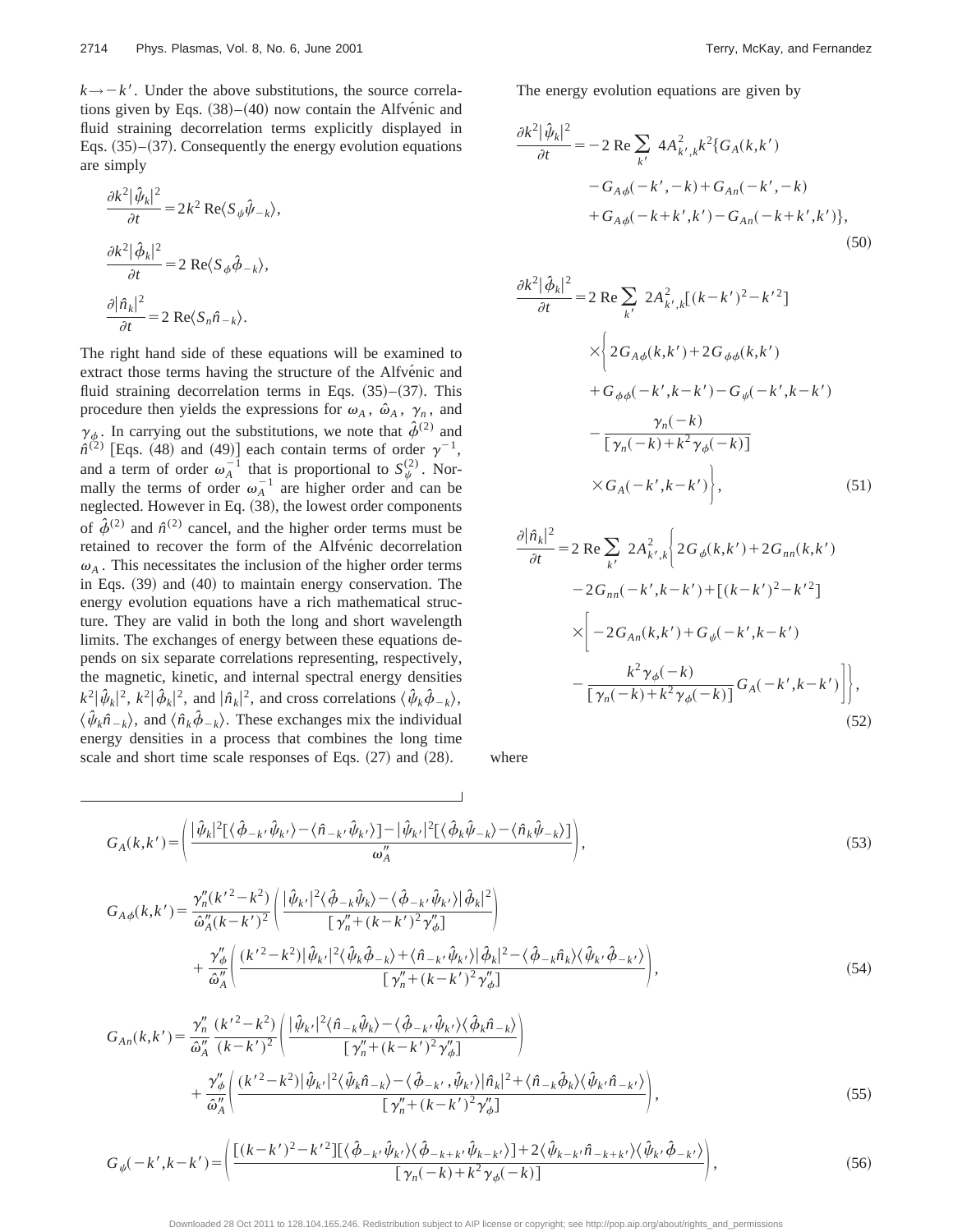$k \to -k'$. Under the above substitutions, the source correlations given by Eqs. (38)–(40) now contain the Alfvénic and fluid straining decorrelation terms explicitly displayed in Eqs. (35)–(37). Consequently the energy evolution equations are simply

$$\frac{\partial k^2 |\hat{\psi}_k|^2}{\partial t} = 2k^2 \, \mathrm{Re}\langle S_\psi \hat{\psi}_{-k} \rangle,$$

$$\frac{\partial k^2 |\hat{\phi}_k|^2}{\partial t} = 2 \, \mathrm{Re}\langle S_\phi \hat{\phi}_{-k} \rangle,$$

$$\frac{\partial |\hat{n}_k|^2}{\partial t} = 2 \, \mathrm{Re}\langle S_n \hat{n}_{-k} \rangle.$$

The right hand side of these equations will be examined to extract those terms having the structure of the Alfvénic and fluid straining decorrelation terms in Eqs. (35)–(37). This procedure then yields the expressions for $\omega_A$, $\hat{\omega}_A$, $\gamma_n$, and $\gamma_\phi$. In carrying out the substitutions, we note that $\hat{\phi}^{(2)}$ and $\hat{n}^{(2)}$ [Eqs. (48) and (49)] each contain terms of order $\gamma^{-1}$, and a term of order $\omega_A^{-1}$ that is proportional to $S_\psi^{(2)}$. Normally the terms of order $\omega_A^{-1}$ are higher order and can be neglected. However in Eq. (38), the lowest order components of $\hat{\phi}^{(2)}$ and $\hat{n}^{(2)}$ cancel, and the higher order terms must be retained to recover the form of the Alfvénic decorrelation $\omega_A$. This necessitates the inclusion of the higher order terms in Eqs. (39) and (40) to maintain energy conservation. The energy evolution equations have a rich mathematical structure. They are valid in both the long and short wavelength limits. The exchanges of energy between these equations depends on six separate correlations representing, respectively, the magnetic, kinetic, and internal spectral energy densities $k^2|\hat{\psi}_k|^2$, $k^2|\hat{\phi}_k|^2$, and $|\hat{n}_k|^2$, and cross correlations $\langle \hat{\psi}_k \hat{\phi}_{-k} \rangle$, $\langle \hat{\psi}_k \hat{n}_{-k} \rangle$, and $\langle \hat{n}_k \hat{\phi}_{-k} \rangle$. These exchanges mix the individual energy densities in a process that combines the long time scale and short time scale responses of Eqs. (27) and (28).

The energy evolution equations are given by

$$\frac{\partial k^2 |\hat{\psi}_k|^2}{\partial t} = -2 \, \mathrm{Re} \sum_{k'} 4A_{k',k}^2 k^2 \{ G_A(k,k') - G_{A\phi}(-k',-k) + G_{An}(-k',-k) + G_{A\phi}(-k+k',k') - G_{An}(-k+k',k') \}, \tag{50}$$

$$\begin{aligned}
\frac{\partial k^2 |\hat{\phi}_k|^2}{\partial t} = 2 \, \mathrm{Re} \sum_{k'} 2A_{k',k}^2 [(k-k')^2 - k'^2] \times \Bigg\{ & 2G_{A\phi}(k,k') + 2G_{\phi\phi}(k,k') \\
& + G_{\phi\phi}(-k',k-k') - G_\psi(-k',k-k') \\
& - \frac{\gamma_n(-k)}{[\gamma_n(-k) + k^2 \gamma_\phi(-k)]} \times G_A(-k',k-k') \Bigg\},
\end{aligned} \tag{51}$$

$$\begin{aligned}
\frac{\partial |\hat{n}_k|^2}{\partial t} = 2 \, \mathrm{Re} \sum_{k'} 2A_{k',k}^2 \Bigg\{ & 2G_\phi(k,k') + 2G_{nn}(k,k') \\
& - 2G_{nn}(-k',k-k') + [(k-k')^2 - k'^2] \\
& \times \Bigg[ -2G_{An}(k,k') + G_\psi(-k',k-k') \\
& - \frac{k^2 \gamma_\phi(-k)}{[\gamma_n(-k) + k^2 \gamma_\phi(-k)]} G_A(-k',k-k') \Bigg] \Bigg\},
\end{aligned} \tag{52}$$

where

$$G_A(k,k') = \left( \frac{|\hat{\psi}_k|^2 [\langle \hat{\phi}_{-k'} \hat{\psi}_{k'} \rangle - \langle \hat{n}_{-k'} \hat{\psi}_{k'} \rangle] - |\hat{\psi}_{k'}|^2 [\langle \hat{\phi}_k \hat{\psi}_{-k} \rangle - \langle \hat{n}_k \hat{\psi}_{-k} \rangle]}{\omega_A''} \right), \tag{53}$$

$$\begin{aligned}
G_{A\phi}(k,k') = & \frac{\gamma_n''(k'^2 - k^2)}{\hat{\omega}_A''(k-k')^2} \left( \frac{|\hat{\psi}_{k'}|^2 \langle \hat{\phi}_{-k} \hat{\psi}_k \rangle - \langle \hat{\phi}_{-k'} \hat{\psi}_{k'} \rangle |\hat{\phi}_k|^2}{[\gamma_n'' + (k-k')^2 \gamma_\phi'']} \right) \\
& + \frac{\gamma_\phi''}{\hat{\omega}_A''} \left( \frac{(k'^2 - k^2) |\hat{\psi}_{k'}|^2 \langle \hat{\psi}_k \hat{\phi}_{-k} \rangle + \langle \hat{n}_{-k'} \hat{\psi}_{k'} \rangle |\hat{\phi}_k|^2 - \langle \hat{\phi}_{-k} \hat{n}_k \rangle \langle \hat{\psi}_{k'} \hat{\phi}_{-k'} \rangle}{[\gamma_n'' + (k-k')^2 \gamma_\phi'']} \right),
\end{aligned} \tag{54}$$

$$\begin{aligned}
G_{An}(k,k') = & \frac{\gamma_n''}{\hat{\omega}_A''} \frac{(k'^2 - k^2)}{(k-k')^2} \left( \frac{|\hat{\psi}_{k'}|^2 \langle \hat{n}_{-k} \hat{\psi}_k \rangle - \langle \hat{\phi}_{-k'} \hat{\psi}_{k'} \rangle \langle \hat{\phi}_k \hat{n}_{-k} \rangle}{[\gamma_n'' + (k-k')^2 \gamma_\phi'']} \right) \\
& + \frac{\gamma_\phi''}{\hat{\omega}_A''} \left( \frac{(k'^2 - k^2) |\hat{\psi}_{k'}|^2 \langle \hat{\psi}_k \hat{n}_{-k} \rangle - \langle \hat{\phi}_{-k'}, \hat{\psi}_{k'} \rangle |\hat{n}_k|^2 + \langle \hat{n}_{-k} \hat{\phi}_k \rangle \langle \hat{\psi}_{k'} \hat{n}_{-k'} \rangle}{[\gamma_n'' + (k-k')^2 \gamma_\phi'']} \right),
\end{aligned} \tag{55}$$

$$G_\psi(-k',k-k') = \left( \frac{[(k-k')^2 - k'^2][\langle \hat{\phi}_{-k'} \hat{\psi}_{k'} \rangle \langle \hat{\phi}_{-k+k'} \hat{\psi}_{k-k'} \rangle] + 2\langle \hat{\psi}_{k-k'} \hat{n}_{-k+k'} \rangle \langle \hat{\psi}_{k'} \hat{\phi}_{-k'} \rangle}{[\gamma_n(-k) + k^2 \gamma_\phi(-k)]} \right), \tag{56}$$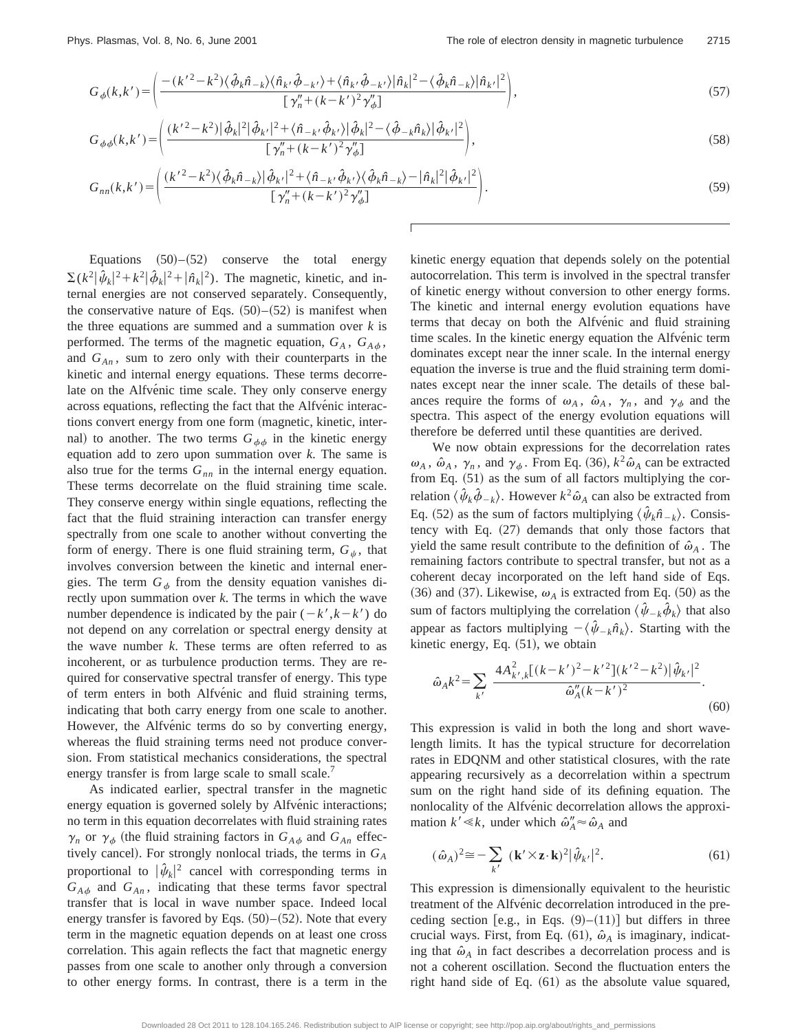$$G_{\phi}(k,k')=\left(\frac{-(k'^2-k^2)\langle\hat{\phi}_k\hat{n}_{-k}\rangle\langle\hat{n}_{k'}\hat{\phi}_{-k'}\rangle+\langle\hat{n}_{k'}\hat{\phi}_{-k'}\rangle|\hat{n}_k|^2-\langle\hat{\phi}_k\hat{n}_{-k}\rangle|\hat{n}_{k'}|^2}{[\gamma_n''+(k-k')^2\gamma_\phi'']}\right), \tag{57}$$

$$G_{\phi\phi}(k,k')=\left(\frac{(k'^2-k^2)|\hat{\phi}_k|^2|\hat{\phi}_{k'}|^2+\langle\hat{n}_{-k'}\hat{\phi}_{k'}\rangle|\hat{\phi}_k|^2-\langle\hat{\phi}_{-k}\hat{n}_k\rangle|\hat{\phi}_{k'}|^2}{[\gamma_n''+(k-k')^2\gamma_\phi'']}\right), \tag{58}$$

$$G_{nn}(k,k')=\left(\frac{(k'^2-k^2)\langle\hat{\phi}_k\hat{n}_{-k}\rangle|\hat{\phi}_{k'}|^2+\langle\hat{n}_{-k'}\hat{\phi}_{k'}\rangle\langle\hat{\phi}_k\hat{n}_{-k}\rangle-|\hat{n}_k|^2|\hat{\phi}_{k'}|^2}{[\gamma_n''+(k-k')^2\gamma_\phi'']}\right). \tag{59}$$

Equations (50)–(52) conserve the total energy $\Sigma(k^2|\hat{\psi}_k|^2+k^2|\hat{\phi}_k|^2+|\hat{n}_k|^2)$. The magnetic, kinetic, and internal energies are not conserved separately. Consequently, the conservative nature of Eqs. (50)–(52) is manifest when the three equations are summed and a summation over $k$ is performed. The terms of the magnetic equation, $G_A$, $G_{A\phi}$, and $G_{An}$, sum to zero only with their counterparts in the kinetic and internal energy equations. These terms decorrelate on the Alfvénic time scale. They only conserve energy across equations, reflecting the fact that the Alfvénic interactions convert energy from one form (magnetic, kinetic, internal) to another. The two terms $G_{\phi\phi}$ in the kinetic energy equation add to zero upon summation over $k$. The same is also true for the terms $G_{nn}$ in the internal energy equation. These terms decorrelate on the fluid straining time scale. They conserve energy within single equations, reflecting the fact that the fluid straining interaction can transfer energy spectrally from one scale to another without converting the form of energy. There is one fluid straining term, $G_\psi$, that involves conversion between the kinetic and internal energies. The term $G_\phi$ from the density equation vanishes directly upon summation over $k$. The terms in which the wave number dependence is indicated by the pair $(-k',k-k')$ do not depend on any correlation or spectral energy density at the wave number $k$. These terms are often referred to as incoherent, or as turbulence production terms. They are required for conservative spectral transfer of energy. This type of term enters in both Alfvénic and fluid straining terms, indicating that both carry energy from one scale to another. However, the Alfvénic terms do so by converting energy, whereas the fluid straining terms need not produce conversion. From statistical mechanics considerations, the spectral energy transfer is from large scale to small scale.[7]

As indicated earlier, spectral transfer in the magnetic energy equation is governed solely by Alfvénic interactions; no term in this equation decorrelates with fluid straining rates $\gamma_n$ or $\gamma_\phi$ (the fluid straining factors in $G_{A\phi}$ and $G_{An}$ effectively cancel). For strongly nonlocal triads, the terms in $G_A$ proportional to $|\hat{\psi}_k|^2$ cancel with corresponding terms in $G_{A\phi}$ and $G_{An}$, indicating that these terms favor spectral transfer that is local in wave number space. Indeed local energy transfer is favored by Eqs. (50)–(52). Note that every term in the magnetic equation depends on at least one cross correlation. This again reflects the fact that magnetic energy passes from one scale to another only through a conversion to other energy forms. In contrast, there is a term in the kinetic energy equation that depends solely on the potential autocorrelation. This term is involved in the spectral transfer of kinetic energy without conversion to other energy forms. The kinetic and internal energy evolution equations have terms that decay on both the Alfvénic and fluid straining time scales. In the kinetic energy equation the Alfvénic term dominates except near the inner scale. In the internal energy equation the inverse is true and the fluid straining term dominates except near the inner scale. The details of these balances require the forms of $\omega_A$, $\hat{\omega}_A$, $\gamma_n$, and $\gamma_\phi$ and the spectra. This aspect of the energy evolution equations will therefore be deferred until these quantities are derived.

We now obtain expressions for the decorrelation rates $\omega_A$, $\hat{\omega}_A$, $\gamma_n$, and $\gamma_\phi$. From Eq. (36), $k^2\hat{\omega}_A$ can be extracted from Eq. (51) as the sum of all factors multiplying the correlation $\langle\hat{\psi}_k\hat{\phi}_{-k}\rangle$. However $k^2\hat{\omega}_A$ can also be extracted from Eq. (52) as the sum of factors multiplying $\langle\hat{\psi}_k\hat{n}_{-k}\rangle$. Consistency with Eq. (27) demands that only those factors that yield the same result contribute to the definition of $\hat{\omega}_A$. The remaining factors contribute to spectral transfer, but not as a coherent decay incorporated on the left hand side of Eqs. (36) and (37). Likewise, $\omega_A$ is extracted from Eq. (50) as the sum of factors multiplying the correlation $\langle\hat{\psi}_{-k}\hat{\phi}_k\rangle$ that also appear as factors multiplying $-\langle\hat{\psi}_{-k}\hat{n}_k\rangle$. Starting with the kinetic energy, Eq. (51), we obtain

$$\hat{\omega}_A k^2=\sum_{k'}\frac{4A_{k',k}^2[(k-k')^2-k'^2](k'^2-k^2)|\hat{\psi}_{k'}|^2}{\hat{\omega}_A''(k-k')^2}. \tag{60}$$

This expression is valid in both the long and short wavelength limits. It has the typical structure for decorrelation rates in EDQNM and other statistical closures, with the rate appearing recursively as a decorrelation within a spectrum sum on the right hand side of its defining equation. The nonlocality of the Alfvénic decorrelation allows the approximation $k'\ll k$, under which $\hat{\omega}_A''\approx\hat{\omega}_A$ and

$$(\hat{\omega}_A)^2\cong-\sum_{k'}(\mathbf{k}'\times\mathbf{z}\cdot\mathbf{k})^2|\hat{\psi}_{k'}|^2. \tag{61}$$

This expression is dimensionally equivalent to the heuristic treatment of the Alfvénic decorrelation introduced in the preceding section [e.g., in Eqs. (9)–(11)] but differs in three crucial ways. First, from Eq. (61), $\hat{\omega}_A$ is imaginary, indicating that $\hat{\omega}_A$ in fact describes a decorrelation process and is not a coherent oscillation. Second the fluctuation enters the right hand side of Eq. (61) as the absolute value squared,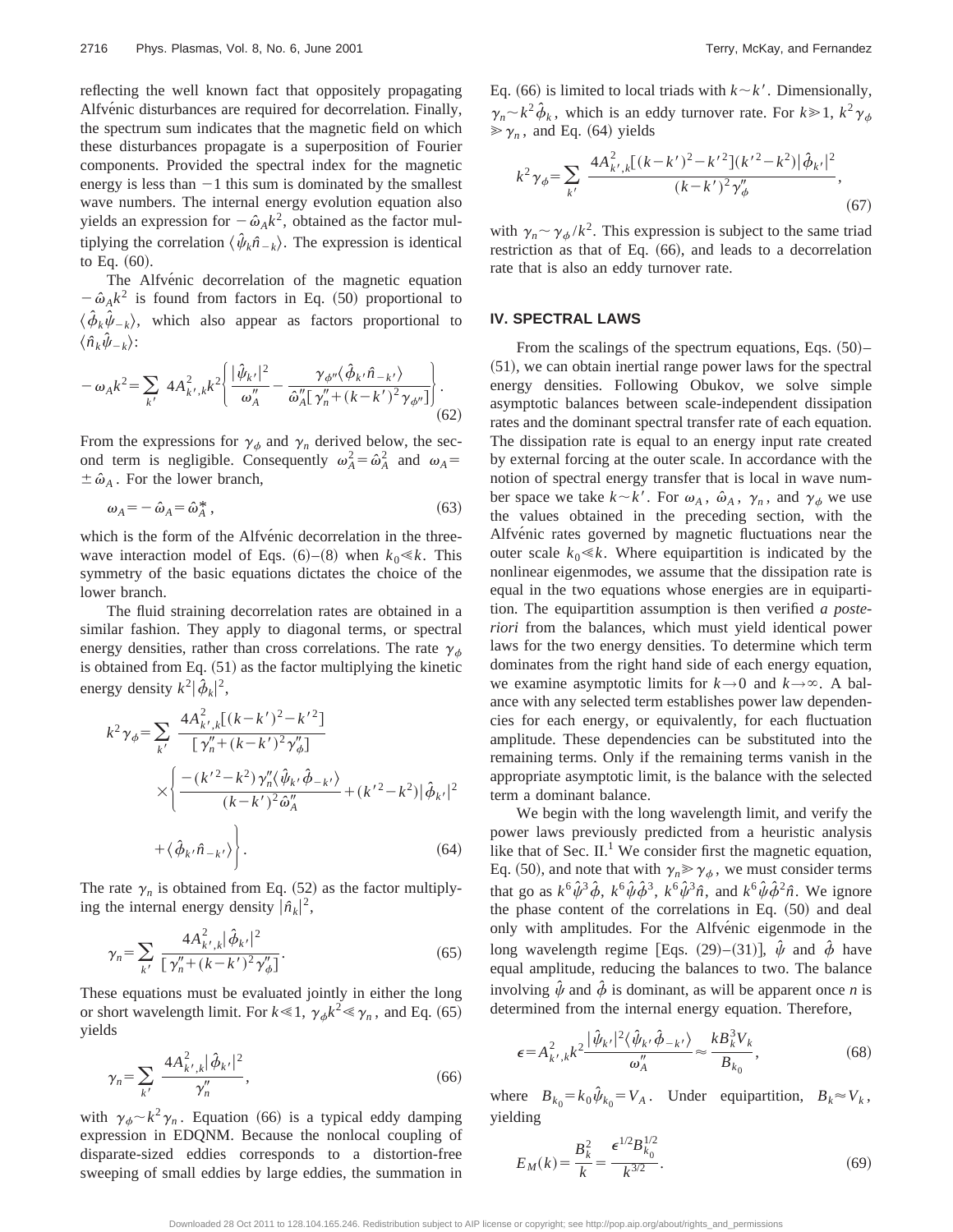reflecting the well known fact that oppositely propagating Alfvénic disturbances are required for decorrelation. Finally, the spectrum sum indicates that the magnetic field on which these disturbances propagate is a superposition of Fourier components. Provided the spectral index for the magnetic energy is less than $-1$ this sum is dominated by the smallest wave numbers. The internal energy evolution equation also yields an expression for $-\hat{\omega}_A k^2$, obtained as the factor multiplying the correlation $\langle \hat{\psi}_k \hat{n}_{-k} \rangle$. The expression is identical to Eq. (60).

The Alfvénic decorrelation of the magnetic equation $-\hat{\omega}_A k^2$ is found from factors in Eq. (50) proportional to $\langle \hat{\phi}_k \hat{\psi}_{-k} \rangle$, which also appear as factors proportional to $\langle \hat{n}_k \hat{\psi}_{-k} \rangle$:

$$-\omega_A k^2 = \sum_{k'} 4A_{k',k}^2 k^2 \left\{ \frac{|\hat{\psi}_{k'}|^2}{\omega_A''} - \frac{\gamma_{\phi''} \langle \hat{\phi}_{k'} \hat{n}_{-k'} \rangle}{\hat{\omega}_A'' [\gamma_n'' + (k-k')^2 \gamma_{\phi''}]} \right\}. \tag{62}$$

From the expressions for $\gamma_\phi$ and $\gamma_n$ derived below, the second term is negligible. Consequently $\omega_A^2 = \hat{\omega}_A^2$ and $\omega_A = \pm \hat{\omega}_A$. For the lower branch,

$$\omega_A = -\hat{\omega}_A = \hat{\omega}_A^*, \tag{63}$$

which is the form of the Alfvénic decorrelation in the three-wave interaction model of Eqs. (6)–(8) when $k_0 \ll k$. This symmetry of the basic equations dictates the choice of the lower branch.

The fluid straining decorrelation rates are obtained in a similar fashion. They apply to diagonal terms, or spectral energy densities, rather than cross correlations. The rate $\gamma_\phi$ is obtained from Eq. (51) as the factor multiplying the kinetic energy density $k^2 |\hat{\phi}_k|^2$,

$$k^2 \gamma_\phi = \sum_{k'} \frac{4A_{k',k}^2 [(k-k')^2 - k'^2]}{[\gamma_n'' + (k-k')^2 \gamma_\phi'']} \times \left\{ \frac{-(k'^2 - k^2) \gamma_n'' \langle \hat{\psi}_{k'} \hat{\phi}_{-k'} \rangle}{(k-k')^2 \hat{\omega}_A''} + (k'^2 - k^2) |\hat{\phi}_{k'}|^2 + \langle \hat{\phi}_{k'} \hat{n}_{-k'} \rangle \right\}. \tag{64}$$

The rate $\gamma_n$ is obtained from Eq. (52) as the factor multiplying the internal energy density $|\hat{n}_k|^2$,

$$\gamma_n = \sum_{k'} \frac{4A_{k',k}^2 |\hat{\phi}_{k'}|^2}{[\gamma_n'' + (k-k')^2 \gamma_\phi'']}. \tag{65}$$

These equations must be evaluated jointly in either the long or short wavelength limit. For $k \ll 1$, $\gamma_\phi k^2 \ll \gamma_n$, and Eq. (65) yields

$$\gamma_n = \sum_{k'} \frac{4A_{k',k}^2 |\hat{\phi}_{k'}|^2}{\gamma_n''}, \tag{66}$$

with $\gamma_\phi \sim k^2 \gamma_n$. Equation (66) is a typical eddy damping expression in EDQNM. Because the nonlocal coupling of disparate-sized eddies corresponds to a distortion-free sweeping of small eddies by large eddies, the summation in Eq. (66) is limited to local triads with $k \sim k'$. Dimensionally, $\gamma_n \sim k^2 \hat{\phi}_k$, which is an eddy turnover rate. For $k \gg 1$, $k^2 \gamma_\phi \gg \gamma_n$, and Eq. (64) yields

$$k^2 \gamma_\phi = \sum_{k'} \frac{4A_{k',k}^2 [(k-k')^2 - k'^2](k'^2 - k^2) |\hat{\phi}_{k'}|^2}{(k-k')^2 \gamma_\phi''}, \tag{67}$$

with $\gamma_n \sim \gamma_\phi / k^2$. This expression is subject to the same triad restriction as that of Eq. (66), and leads to a decorrelation rate that is also an eddy turnover rate.

## IV. SPECTRAL LAWS

From the scalings of the spectrum equations, Eqs. (50)–(51), we can obtain inertial range power laws for the spectral energy densities. Following Obukov, we solve simple asymptotic balances between scale-independent dissipation rates and the dominant spectral transfer rate of each equation. The dissipation rate is equal to an energy input rate created by external forcing at the outer scale. In accordance with the notion of spectral energy transfer that is local in wave number space we take $k \sim k'$. For $\omega_A$, $\hat{\omega}_A$, $\gamma_n$, and $\gamma_\phi$ we use the values obtained in the preceding section, with the Alfvénic rates governed by magnetic fluctuations near the outer scale $k_0 \ll k$. Where equipartition is indicated by the nonlinear eigenmodes, we assume that the dissipation rate is equal in the two equations whose energies are in equipartition. The equipartition assumption is then verified *a posteriori* from the balances, which must yield identical power laws for the two energy densities. To determine which term dominates from the right hand side of each energy equation, we examine asymptotic limits for $k \to 0$ and $k \to \infty$. A balance with any selected term establishes power law dependencies for each energy, or equivalently, for each fluctuation amplitude. These dependencies can be substituted into the remaining terms. Only if the remaining terms vanish in the appropriate asymptotic limit, is the balance with the selected term a dominant balance.

We begin with the long wavelength limit, and verify the power laws previously predicted from a heuristic analysis like that of Sec. II.[1] We consider first the magnetic equation, Eq. (50), and note that with $\gamma_n \gg \gamma_\phi$, we must consider terms that go as $k^6 \hat{\psi}^3 \hat{\phi}$, $k^6 \hat{\psi} \hat{\phi}^3$, $k^6 \hat{\psi}^3 \hat{n}$, and $k^6 \hat{\psi} \hat{\phi}^2 \hat{n}$. We ignore the phase content of the correlations in Eq. (50) and deal only with amplitudes. For the Alfvénic eigenmode in the long wavelength regime [Eqs. (29)–(31)], $\hat{\psi}$ and $\hat{\phi}$ have equal amplitude, reducing the balances to two. The balance involving $\hat{\psi}$ and $\hat{\phi}$ is dominant, as will be apparent once $n$ is determined from the internal energy equation. Therefore,

$$\epsilon = A_{k',k}^2 k^2 \frac{|\hat{\psi}_{k'}|^2 \langle \hat{\psi}_{k'} \hat{\phi}_{-k'} \rangle}{\omega_A''} \approx \frac{k B_k^3 V_k}{B_{k_0}}, \tag{68}$$

where $B_{k_0} = k_0 \hat{\psi}_{k_0} = V_A$. Under equipartition, $B_k \approx V_k$, yielding

$$E_M(k) = \frac{B_k^2}{k} = \frac{\epsilon^{1/2} B_{k_0}^{1/2}}{k^{3/2}}. \tag{69}$$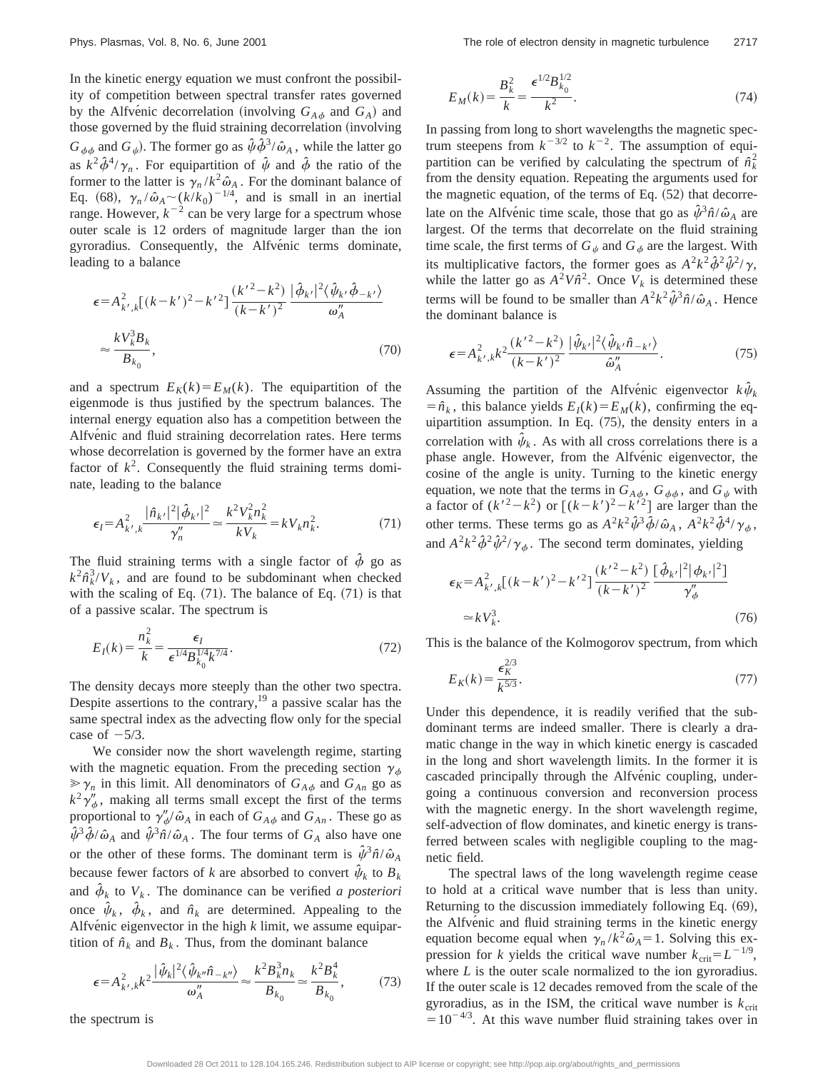In the kinetic energy equation we must confront the possibility of competition between spectral transfer rates governed by the Alfvénic decorrelation (involving $G_{A\phi}$ and $G_A$) and those governed by the fluid straining decorrelation (involving $G_{\phi\phi}$ and $G_\psi$). The former go as $\hat{\psi}\hat{\phi}^3/\hat{\omega}_A$, while the latter go as $k^2\hat{\phi}^4/\gamma_n$. For equipartition of $\hat{\psi}$ and $\hat{\phi}$ the ratio of the former to the latter is $\gamma_n/k^2\hat{\omega}_A$. For the dominant balance of Eq. (68), $\gamma_n/\hat{\omega}_A \sim (k/k_0)^{-1/4}$, and is small in an inertial range. However, $k^{-2}$ can be very large for a spectrum whose outer scale is 12 orders of magnitude larger than the ion gyroradius. Consequently, the Alfvénic terms dominate, leading to a balance

$$\epsilon = A^2_{k',k}[(k-k')^2 - k'^2]\frac{(k'^2-k^2)}{(k-k')^2}\frac{|\hat{\phi}_{k'}|^2\langle\hat{\psi}_{k'}\hat{\phi}_{-k'}\rangle}{\omega''_A}$$
$$\approx \frac{kV_k^3 B_k}{B_{k_0}}, \tag{70}$$

and a spectrum $E_K(k) = E_M(k)$. The equipartition of the eigenmode is thus justified by the spectrum balances. The internal energy equation also has a competition between the Alfvénic and fluid straining decorrelation rates. Here terms whose decorrelation is governed by the former have an extra factor of $k^2$. Consequently the fluid straining terms dominate, leading to the balance

$$\epsilon_I = A^2_{k',k}\frac{|\hat{n}_{k'}|^2|\hat{\phi}_{k'}|^2}{\gamma''_n} \simeq \frac{k^2V_k^2n_k^2}{kV_k} = kV_kn_k^2. \tag{71}$$

The fluid straining terms with a single factor of $\hat{\phi}$ go as $k^2\hat{n}_k^3/V_k$, and are found to be subdominant when checked with the scaling of Eq. (71). The balance of Eq. (71) is that of a passive scalar. The spectrum is

$$E_I(k) = \frac{n_k^2}{k} = \frac{\epsilon_I}{\epsilon^{1/4}B_{k_0}^{1/4}k^{7/4}}. \tag{72}$$

The density decays more steeply than the other two spectra. Despite assertions to the contrary,[19] a passive scalar has the same spectral index as the advecting flow only for the special case of $-5/3$.

We consider now the short wavelength regime, starting with the magnetic equation. From the preceding section $\gamma_\phi \gg \gamma_n$ in this limit. All denominators of $G_{A\phi}$ and $G_{An}$ go as $k^2\gamma''_\phi$, making all terms small except the first of the terms proportional to $\gamma''_\phi/\hat{\omega}_A$ in each of $G_{A\phi}$ and $G_{An}$. These go as $\hat{\psi}^3\hat{\phi}/\hat{\omega}_A$ and $\hat{\psi}^3\hat{n}/\hat{\omega}_A$. The four terms of $G_A$ also have one or the other of these forms. The dominant term is $\hat{\psi}^3\hat{n}/\hat{\omega}_A$ because fewer factors of $k$ are absorbed to convert $\hat{\psi}_k$ to $B_k$ and $\hat{\phi}_k$ to $V_k$. The dominance can be verified *a posteriori* once $\hat{\psi}_k$, $\hat{\phi}_k$, and $\hat{n}_k$ are determined. Appealing to the Alfvénic eigenvector in the high $k$ limit, we assume equipartition of $\hat{n}_k$ and $B_k$. Thus, from the dominant balance

$$\epsilon = A^2_{k',k}k^2\frac{|\hat{\psi}_k|^2\langle\hat{\psi}_{k''}\hat{n}_{-k''}\rangle}{\omega''_A} \approx \frac{k^2B_k^3n_k}{B_{k_0}} \simeq \frac{k^2B_k^4}{B_{k_0}}, \tag{73}$$

the spectrum is

$$E_M(k) = \frac{B_k^2}{k} = \frac{\epsilon^{1/2}B_{k_0}^{1/2}}{k^2}. \tag{74}$$

In passing from long to short wavelengths the magnetic spectrum steepens from $k^{-3/2}$ to $k^{-2}$. The assumption of equipartition can be verified by calculating the spectrum of $\hat{n}_k^2$ from the density equation. Repeating the arguments used for the magnetic equation, of the terms of Eq. (52) that decorrelate on the Alfvénic time scale, those that go as $\hat{\psi}^3\hat{n}/\hat{\omega}_A$ are largest. Of the terms that decorrelate on the fluid straining time scale, the first terms of $G_\psi$ and $G_\phi$ are the largest. With its multiplicative factors, the former goes as $A^2k^2\hat{\phi}^2\hat{\psi}^2/\gamma$, while the latter go as $A^2V\hat{n}^2$. Once $V_k$ is determined these terms will be found to be smaller than $A^2k^2\hat{\psi}^3\hat{n}/\hat{\omega}_A$. Hence the dominant balance is

$$\epsilon = A^2_{k',k}k^2\frac{(k'^2-k^2)}{(k-k')^2}\frac{|\hat{\psi}_{k'}|^2\langle\hat{\psi}_{k'}\hat{n}_{-k'}\rangle}{\hat{\omega}''_A}. \tag{75}$$

Assuming the partition of the Alfvénic eigenvector $k\hat{\psi}_k = \hat{n}_k$, this balance yields $E_I(k) = E_M(k)$, confirming the equipartition assumption. In Eq. (75), the density enters in a correlation with $\hat{\psi}_k$. As with all cross correlations there is a phase angle. However, from the Alfvénic eigenvector, the cosine of the angle is unity. Turning to the kinetic energy equation, we note that the terms in $G_{A\phi}$, $G_{\phi\phi}$, and $G_\psi$ with a factor of $(k'^2-k^2)$ or $[(k-k')^2-k'^2]$ are larger than the other terms. These terms go as $A^2k^2\hat{\psi}^3\hat{\phi}/\hat{\omega}_A$, $A^2k^2\hat{\phi}^4/\gamma_\phi$, and $A^2k^2\hat{\phi}^2\hat{\psi}^2/\gamma_\phi$. The second term dominates, yielding

$$\epsilon_K = A^2_{k',k}[(k-k')^2-k'^2]\frac{(k'^2-k^2)}{(k-k')^2}\frac{[\hat{\phi}_{k'}|^2|\phi_{k'}|^2]}{\gamma''_\phi}$$
$$\simeq kV_k^3. \tag{76}$$

This is the balance of the Kolmogorov spectrum, from which

$$E_K(k) = \frac{\epsilon_K^{2/3}}{k^{5/3}}. \tag{77}$$

Under this dependence, it is readily verified that the subdominant terms are indeed smaller. There is clearly a dramatic change in the way in which kinetic energy is cascaded in the long and short wavelength limits. In the former it is cascaded principally through the Alfvénic coupling, undergoing a continuous conversion and reconversion process with the magnetic energy. In the short wavelength regime, self-advection of flow dominates, and kinetic energy is transferred between scales with negligible coupling to the magnetic field.

The spectral laws of the long wavelength regime cease to hold at a critical wave number that is less than unity. Returning to the discussion immediately following Eq. (69), the Alfvénic and fluid straining terms in the kinetic energy equation become equal when $\gamma_n/k^2\hat{\omega}_A = 1$. Solving this expression for $k$ yields the critical wave number $k_{\text{crit}} = L^{-1/9}$, where $L$ is the outer scale normalized to the ion gyroradius. If the outer scale is 12 decades removed from the scale of the gyroradius, as in the ISM, the critical wave number is $k_{\text{crit}} = 10^{-4/3}$. At this wave number fluid straining takes over in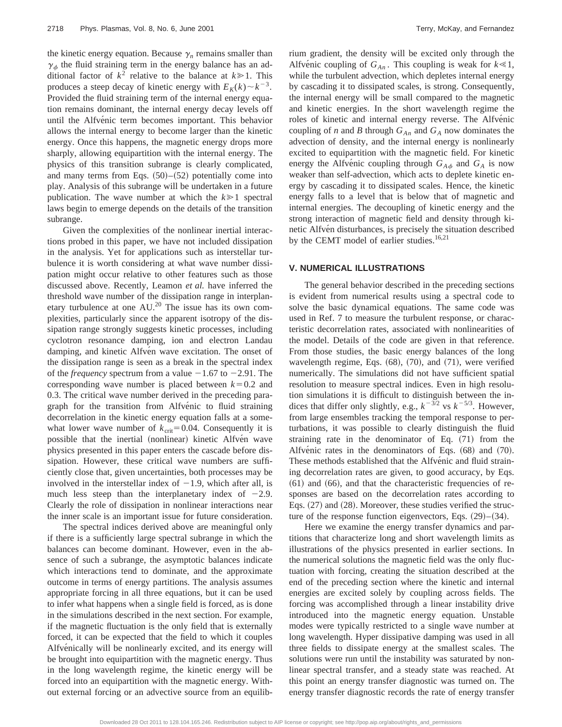the kinetic energy equation. Because $\gamma_n$ remains smaller than $\gamma_\phi$ the fluid straining term in the energy balance has an additional factor of $k^2$ relative to the balance at $k \gg 1$. This produces a steep decay of kinetic energy with $E_K(k) \sim k^{-3}$. Provided the fluid straining term of the internal energy equation remains dominant, the internal energy decay levels off until the Alfvénic term becomes important. This behavior allows the internal energy to become larger than the kinetic energy. Once this happens, the magnetic energy drops more sharply, allowing equipartition with the internal energy. The physics of this transition subrange is clearly complicated, and many terms from Eqs. (50)–(52) potentially come into play. Analysis of this subrange will be undertaken in a future publication. The wave number at which the $k \gg 1$ spectral laws begin to emerge depends on the details of the transition subrange.

Given the complexities of the nonlinear inertial interactions probed in this paper, we have not included dissipation in the analysis. Yet for applications such as interstellar turbulence it is worth considering at what wave number dissipation might occur relative to other features such as those discussed above. Recently, Leamon *et al.* have inferred the threshold wave number of the dissipation range in interplanetary turbulence at one AU.[20] The issue has its own complexities, particularly since the apparent isotropy of the dissipation range strongly suggests kinetic processes, including cyclotron resonance damping, ion and electron Landau damping, and kinetic Alfvén wave excitation. The onset of the dissipation range is seen as a break in the spectral index of the *frequency* spectrum from a value $-1.67$ to $-2.91$. The corresponding wave number is placed between $k=0.2$ and 0.3. The critical wave number derived in the preceding paragraph for the transition from Alfvénic to fluid straining decorrelation in the kinetic energy equation falls at a somewhat lower wave number of $k_{\rm crit}=0.04$. Consequently it is possible that the inertial (nonlinear) kinetic Alfvén wave physics presented in this paper enters the cascade before dissipation. However, these critical wave numbers are sufficiently close that, given uncertainties, both processes may be involved in the interstellar index of $-1.9$, which after all, is much less steep than the interplanetary index of $-2.9$. Clearly the role of dissipation in nonlinear interactions near the inner scale is an important issue for future consideration.

The spectral indices derived above are meaningful only if there is a sufficiently large spectral subrange in which the balances can become dominant. However, even in the absence of such a subrange, the asymptotic balances indicate which interactions tend to dominate, and the approximate outcome in terms of energy partitions. The analysis assumes appropriate forcing in all three equations, but it can be used to infer what happens when a single field is forced, as is done in the simulations described in the next section. For example, if the magnetic fluctuation is the only field that is externally forced, it can be expected that the field to which it couples Alfvénically will be nonlinearly excited, and its energy will be brought into equipartition with the magnetic energy. Thus in the long wavelength regime, the kinetic energy will be forced into an equipartition with the magnetic energy. Without external forcing or an advective source from an equilibrium gradient, the density will be excited only through the Alfvénic coupling of $G_{An}$. This coupling is weak for $k \ll 1$, while the turbulent advection, which depletes internal energy by cascading it to dissipated scales, is strong. Consequently, the internal energy will be small compared to the magnetic and kinetic energies. In the short wavelength regime the roles of kinetic and internal energy reverse. The Alfvénic coupling of $n$ and $B$ through $G_{An}$ and $G_A$ now dominates the advection of density, and the internal energy is nonlinearly excited to equipartition with the magnetic field. For kinetic energy the Alfvénic coupling through $G_{A\phi}$ and $G_A$ is now weaker than self-advection, which acts to deplete kinetic energy by cascading it to dissipated scales. Hence, the kinetic energy falls to a level that is below that of magnetic and internal energies. The decoupling of kinetic energy and the strong interaction of magnetic field and density through kinetic Alfvén disturbances, is precisely the situation described by the CEMT model of earlier studies.[16,21]

## V. NUMERICAL ILLUSTRATIONS

The general behavior described in the preceding sections is evident from numerical results using a spectral code to solve the basic dynamical equations. The same code was used in Ref. 7 to measure the turbulent response, or characteristic decorrelation rates, associated with nonlinearities of the model. Details of the code are given in that reference. From those studies, the basic energy balances of the long wavelength regime, Eqs. (68), (70), and (71), were verified numerically. The simulations did not have sufficient spatial resolution to measure spectral indices. Even in high resolution simulations it is difficult to distinguish between the indices that differ only slightly, e.g., $k^{-3/2}$ vs $k^{-5/3}$. However, from large ensembles tracking the temporal response to perturbations, it was possible to clearly distinguish the fluid straining rate in the denominator of Eq. (71) from the Alfvénic rates in the denominators of Eqs. (68) and (70). These methods established that the Alfvénic and fluid straining decorrelation rates are given, to good accuracy, by Eqs. (61) and (66), and that the characteristic frequencies of responses are based on the decorrelation rates according to Eqs. (27) and (28). Moreover, these studies verified the structure of the response function eigenvectors, Eqs. (29)–(34).

Here we examine the energy transfer dynamics and partitions that characterize long and short wavelength limits as illustrations of the physics presented in earlier sections. In the numerical solutions the magnetic field was the only fluctuation with forcing, creating the situation described at the end of the preceding section where the kinetic and internal energies are excited solely by coupling across fields. The forcing was accomplished through a linear instability drive introduced into the magnetic energy equation. Unstable modes were typically restricted to a single wave number at long wavelength. Hyper dissipative damping was used in all three fields to dissipate energy at the smallest scales. The solutions were run until the instability was saturated by nonlinear spectral transfer, and a steady state was reached. At this point an energy transfer diagnostic was turned on. The energy transfer diagnostic records the rate of energy transfer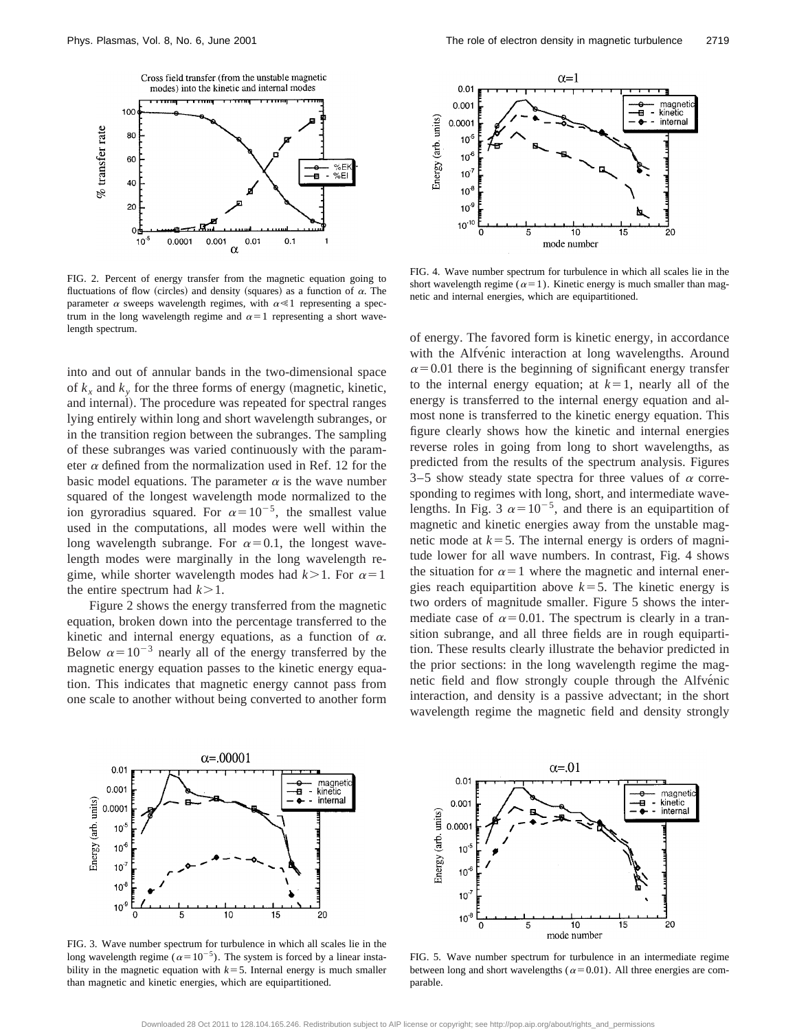FIG. 2. Percent of energy transfer from the magnetic equation going to fluctuations of flow (circles) and density (squares) as a function of $\alpha$. The parameter $\alpha$ sweeps wavelength regimes, with $\alpha \ll 1$ representing a spectrum in the long wavelength regime and $\alpha = 1$ representing a short wavelength spectrum.

into and out of annular bands in the two-dimensional space of $k_x$ and $k_y$ for the three forms of energy (magnetic, kinetic, and internal). The procedure was repeated for spectral ranges lying entirely within long and short wavelength subranges, or in the transition region between the subranges. The sampling of these subranges was varied continuously with the parameter $\alpha$ defined from the normalization used in Ref. 12 for the basic model equations. The parameter $\alpha$ is the wave number squared of the longest wavelength mode normalized to the ion gyroradius squared. For $\alpha = 10^{-5}$, the smallest value used in the computations, all modes were well within the long wavelength subrange. For $\alpha = 0.1$, the longest wavelength modes were marginally in the long wavelength regime, while shorter wavelength modes had $k > 1$. For $\alpha = 1$ the entire spectrum had $k > 1$.

Figure 2 shows the energy transferred from the magnetic equation, broken down into the percentage transferred to the kinetic and internal energy equations, as a function of $\alpha$. Below $\alpha = 10^{-3}$ nearly all of the energy transferred by the magnetic energy equation passes to the kinetic energy equation. This indicates that magnetic energy cannot pass from one scale to another without being converted to another form of energy. The favored form is kinetic energy, in accordance with the Alfvénic interaction at long wavelengths. Around $\alpha = 0.01$ there is the beginning of significant energy transfer to the internal energy equation; at $k = 1$, nearly all of the energy is transferred to the internal energy equation and almost none is transferred to the kinetic energy equation. This figure clearly shows how the kinetic and internal energies reverse roles in going from long to short wavelengths, as predicted from the results of the spectrum analysis. Figures 3–5 show steady state spectra for three values of $\alpha$ corresponding to regimes with long, short, and intermediate wavelengths. In Fig. 3 $\alpha = 10^{-5}$, and there is an equipartition of magnetic and kinetic energies away from the unstable magnetic mode at $k = 5$. The internal energy is orders of magnitude lower for all wave numbers. In contrast, Fig. 4 shows the situation for $\alpha = 1$ where the magnetic and internal energies reach equipartition above $k = 5$. The kinetic energy is two orders of magnitude smaller. Figure 5 shows the intermediate case of $\alpha = 0.01$. The spectrum is clearly in a transition subrange, and all three fields are in rough equipartition. These results clearly illustrate the behavior predicted in the prior sections: in the long wavelength regime the magnetic field and flow strongly couple through the Alfvénic interaction, and density is a passive advectant; in the short wavelength regime the magnetic field and density strongly

FIG. 4. Wave number spectrum for turbulence in which all scales lie in the short wavelength regime ($\alpha = 1$). Kinetic energy is much smaller than magnetic and internal energies, which are equipartitioned.

FIG. 3. Wave number spectrum for turbulence in which all scales lie in the long wavelength regime ($\alpha = 10^{-5}$). The system is forced by a linear instability in the magnetic equation with $k = 5$. Internal energy is much smaller than magnetic and kinetic energies, which are equipartitioned.

FIG. 5. Wave number spectrum for turbulence in an intermediate regime between long and short wavelengths ($\alpha = 0.01$). All three energies are comparable.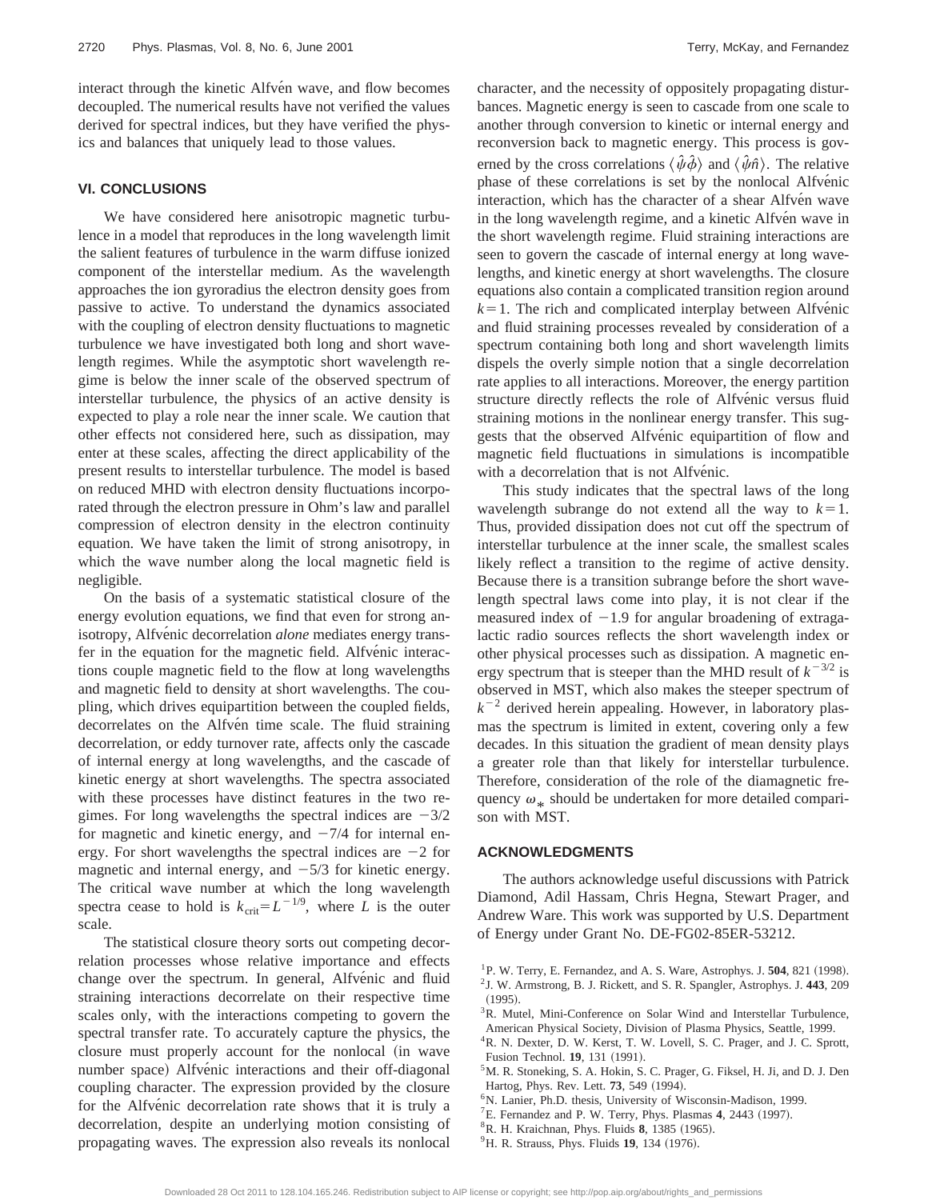interact through the kinetic Alfvén wave, and flow becomes decoupled. The numerical results have not verified the values derived for spectral indices, but they have verified the physics and balances that uniquely lead to those values.

## VI. CONCLUSIONS

We have considered here anisotropic magnetic turbulence in a model that reproduces in the long wavelength limit the salient features of turbulence in the warm diffuse ionized component of the interstellar medium. As the wavelength approaches the ion gyroradius the electron density goes from passive to active. To understand the dynamics associated with the coupling of electron density fluctuations to magnetic turbulence we have investigated both long and short wavelength regimes. While the asymptotic short wavelength regime is below the inner scale of the observed spectrum of interstellar turbulence, the physics of an active density is expected to play a role near the inner scale. We caution that other effects not considered here, such as dissipation, may enter at these scales, affecting the direct applicability of the present results to interstellar turbulence. The model is based on reduced MHD with electron density fluctuations incorporated through the electron pressure in Ohm's law and parallel compression of electron density in the electron continuity equation. We have taken the limit of strong anisotropy, in which the wave number along the local magnetic field is negligible.

On the basis of a systematic statistical closure of the energy evolution equations, we find that even for strong anisotropy, Alfvénic decorrelation *alone* mediates energy transfer in the equation for the magnetic field. Alfvénic interactions couple magnetic field to the flow at long wavelengths and magnetic field to density at short wavelengths. The coupling, which drives equipartition between the coupled fields, decorrelates on the Alfvén time scale. The fluid straining decorrelation, or eddy turnover rate, affects only the cascade of internal energy at long wavelengths, and the cascade of kinetic energy at short wavelengths. The spectra associated with these processes have distinct features in the two regimes. For long wavelengths the spectral indices are $-3/2$ for magnetic and kinetic energy, and $-7/4$ for internal energy. For short wavelengths the spectral indices are $-2$ for magnetic and internal energy, and $-5/3$ for kinetic energy. The critical wave number at which the long wavelength spectra cease to hold is $k_{\mathrm{crit}}=L^{-1/9}$, where $L$ is the outer scale.

The statistical closure theory sorts out competing decorrelation processes whose relative importance and effects change over the spectrum. In general, Alfvénic and fluid straining interactions decorrelate on their respective time scales only, with the interactions competing to govern the spectral transfer rate. To accurately capture the physics, the closure must properly account for the nonlocal (in wave number space) Alfvénic interactions and their off-diagonal coupling character. The expression provided by the closure for the Alfvénic decorrelation rate shows that it is truly a decorrelation, despite an underlying motion consisting of propagating waves. The expression also reveals its nonlocal character, and the necessity of oppositely propagating disturbances. Magnetic energy is seen to cascade from one scale to another through conversion to kinetic or internal energy and reconversion back to magnetic energy. This process is governed by the cross correlations $\langle\hat{\psi}\hat{\phi}\rangle$ and $\langle\hat{\psi}\hat{n}\rangle$. The relative phase of these correlations is set by the nonlocal Alfvénic interaction, which has the character of a shear Alfvén wave in the long wavelength regime, and a kinetic Alfvén wave in the short wavelength regime. Fluid straining interactions are seen to govern the cascade of internal energy at long wavelengths, and kinetic energy at short wavelengths. The closure equations also contain a complicated transition region around $k=1$. The rich and complicated interplay between Alfvénic and fluid straining processes revealed by consideration of a spectrum containing both long and short wavelength limits dispels the overly simple notion that a single decorrelation rate applies to all interactions. Moreover, the energy partition structure directly reflects the role of Alfvénic versus fluid straining motions in the nonlinear energy transfer. This suggests that the observed Alfvénic equipartition of flow and magnetic field fluctuations in simulations is incompatible with a decorrelation that is not Alfvénic.

This study indicates that the spectral laws of the long wavelength subrange do not extend all the way to $k=1$. Thus, provided dissipation does not cut off the spectrum of interstellar turbulence at the inner scale, the smallest scales likely reflect a transition to the regime of active density. Because there is a transition subrange before the short wavelength spectral laws come into play, it is not clear if the measured index of $-1.9$ for angular broadening of extragalactic radio sources reflects the short wavelength index or other physical processes such as dissipation. A magnetic energy spectrum that is steeper than the MHD result of $k^{-3/2}$ is observed in MST, which also makes the steeper spectrum of $k^{-2}$ derived herein appealing. However, in laboratory plasmas the spectrum is limited in extent, covering only a few decades. In this situation the gradient of mean density plays a greater role than that likely for interstellar turbulence. Therefore, consideration of the role of the diamagnetic frequency $\omega_*$ should be undertaken for more detailed comparison with MST.

## ACKNOWLEDGMENTS

The authors acknowledge useful discussions with Patrick Diamond, Adil Hassam, Chris Hegna, Stewart Prager, and Andrew Ware. This work was supported by U.S. Department of Energy under Grant No. DE-FG02-85ER-53212.

[1] P. W. Terry, E. Fernandez, and A. S. Ware, Astrophys. J. **504**, 821 (1998).
[2] J. W. Armstrong, B. J. Rickett, and S. R. Spangler, Astrophys. J. **443**, 209 (1995).
[3] R. Mutel, Mini-Conference on Solar Wind and Interstellar Turbulence, American Physical Society, Division of Plasma Physics, Seattle, 1999.
[4] R. N. Dexter, D. W. Kerst, T. W. Lovell, S. C. Prager, and J. C. Sprott, Fusion Technol. **19**, 131 (1991).
[5] M. R. Stoneking, S. A. Hokin, S. C. Prager, G. Fiksel, H. Ji, and D. J. Den Hartog, Phys. Rev. Lett. **73**, 549 (1994).
[6] N. Lanier, Ph.D. thesis, University of Wisconsin-Madison, 1999.
[7] E. Fernandez and P. W. Terry, Phys. Plasmas **4**, 2443 (1997).
[8] R. H. Kraichnan, Phys. Fluids **8**, 1385 (1965).
[9] H. R. Strauss, Phys. Fluids **19**, 134 (1976).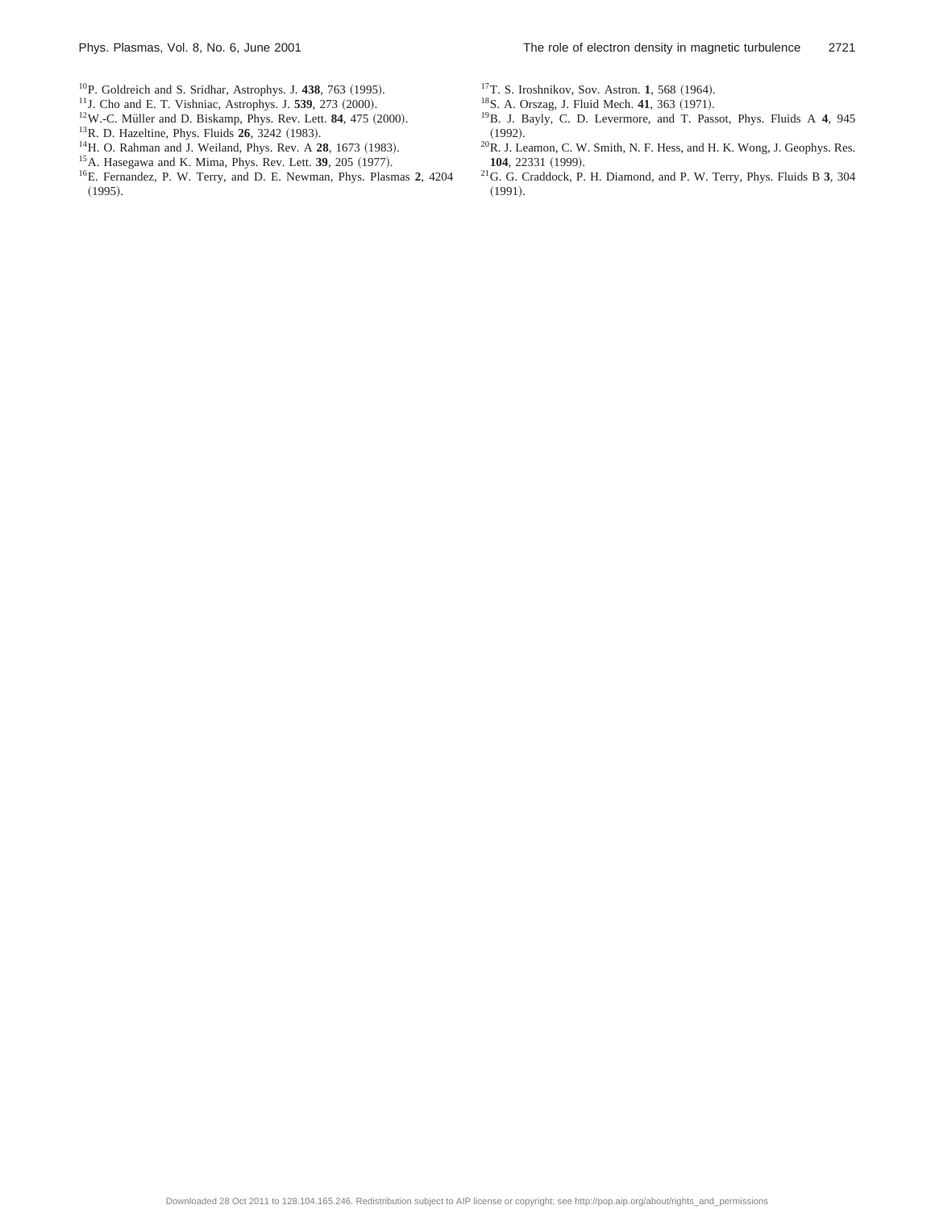[10] P. Goldreich and S. Sridhar, Astrophys. J. **438**, 763 (1995).
[11] J. Cho and E. T. Vishniac, Astrophys. J. **539**, 273 (2000).
[12] W.-C. Müller and D. Biskamp, Phys. Rev. Lett. **84**, 475 (2000).
[13] R. D. Hazeltine, Phys. Fluids **26**, 3242 (1983).
[14] H. O. Rahman and J. Weiland, Phys. Rev. A **28**, 1673 (1983).
[15] A. Hasegawa and K. Mima, Phys. Rev. Lett. **39**, 205 (1977).
[16] E. Fernandez, P. W. Terry, and D. E. Newman, Phys. Plasmas **2**, 4204 (1995).
[17] T. S. Iroshnikov, Sov. Astron. **1**, 568 (1964).
[18] S. A. Orszag, J. Fluid Mech. **41**, 363 (1971).
[19] B. J. Bayly, C. D. Levermore, and T. Passot, Phys. Fluids A **4**, 945 (1992).
[20] R. J. Leamon, C. W. Smith, N. F. Hess, and H. K. Wong, J. Geophys. Res. **104**, 22331 (1999).
[21] G. G. Craddock, P. H. Diamond, and P. W. Terry, Phys. Fluids B **3**, 304 (1991).